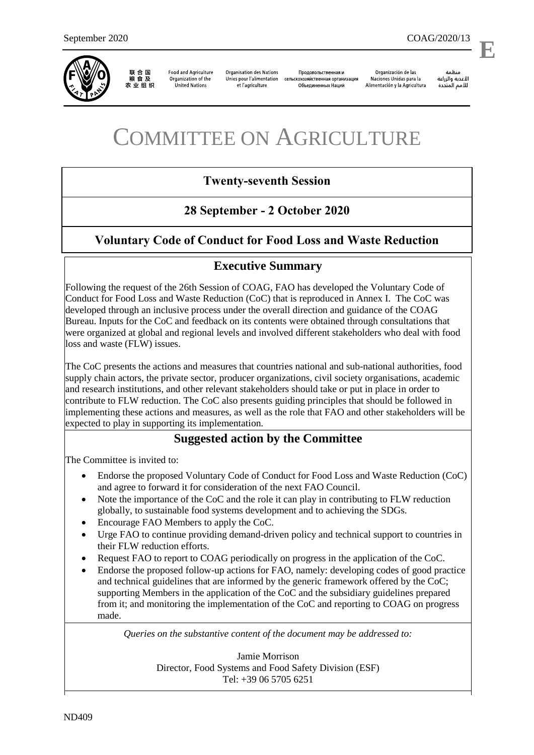September 2020 COAG/2020/13

**E**

联合国粮食及农业组织 | Food and Agriculture Organization of the United Nations | Organisation des Nations Unies pour l'alimentation et l'agriculture | Продовольственная и сельскохозяйственная организация Объединенных Наций | Organización de las Naciones Unidas para la Alimentación y la Agricultura | منظمة الأغذية والزراعة للأمم المتحدة

# COMMITTEE ON AGRICULTURE

## Twenty-seventh Session

## 28 September - 2 October 2020

## Voluntary Code of Conduct for Food Loss and Waste Reduction

### Executive Summary

Following the request of the 26th Session of COAG, FAO has developed the Voluntary Code of Conduct for Food Loss and Waste Reduction (CoC) that is reproduced in Annex I. The CoC was developed through an inclusive process under the overall direction and guidance of the COAG Bureau. Inputs for the CoC and feedback on its contents were obtained through consultations that were organized at global and regional levels and involved different stakeholders who deal with food loss and waste (FLW) issues.

The CoC presents the actions and measures that countries national and sub-national authorities, food supply chain actors, the private sector, producer organizations, civil society organisations, academic and research institutions, and other relevant stakeholders should take or put in place in order to contribute to FLW reduction. The CoC also presents guiding principles that should be followed in implementing these actions and measures, as well as the role that FAO and other stakeholders will be expected to play in supporting its implementation.

### Suggested action by the Committee

The Committee is invited to:

- Endorse the proposed Voluntary Code of Conduct for Food Loss and Waste Reduction (CoC) and agree to forward it for consideration of the next FAO Council.
- Note the importance of the CoC and the role it can play in contributing to FLW reduction globally, to sustainable food systems development and to achieving the SDGs.
- Encourage FAO Members to apply the CoC.
- Urge FAO to continue providing demand-driven policy and technical support to countries in their FLW reduction efforts.
- Request FAO to report to COAG periodically on progress in the application of the CoC.
- Endorse the proposed follow-up actions for FAO, namely: developing codes of good practice and technical guidelines that are informed by the generic framework offered by the CoC; supporting Members in the application of the CoC and the subsidiary guidelines prepared from it; and monitoring the implementation of the CoC and reporting to COAG on progress made.

*Queries on the substantive content of the document may be addressed to:*

Jamie Morrison
Director, Food Systems and Food Safety Division (ESF)
Tel: +39 06 5705 6251

ND409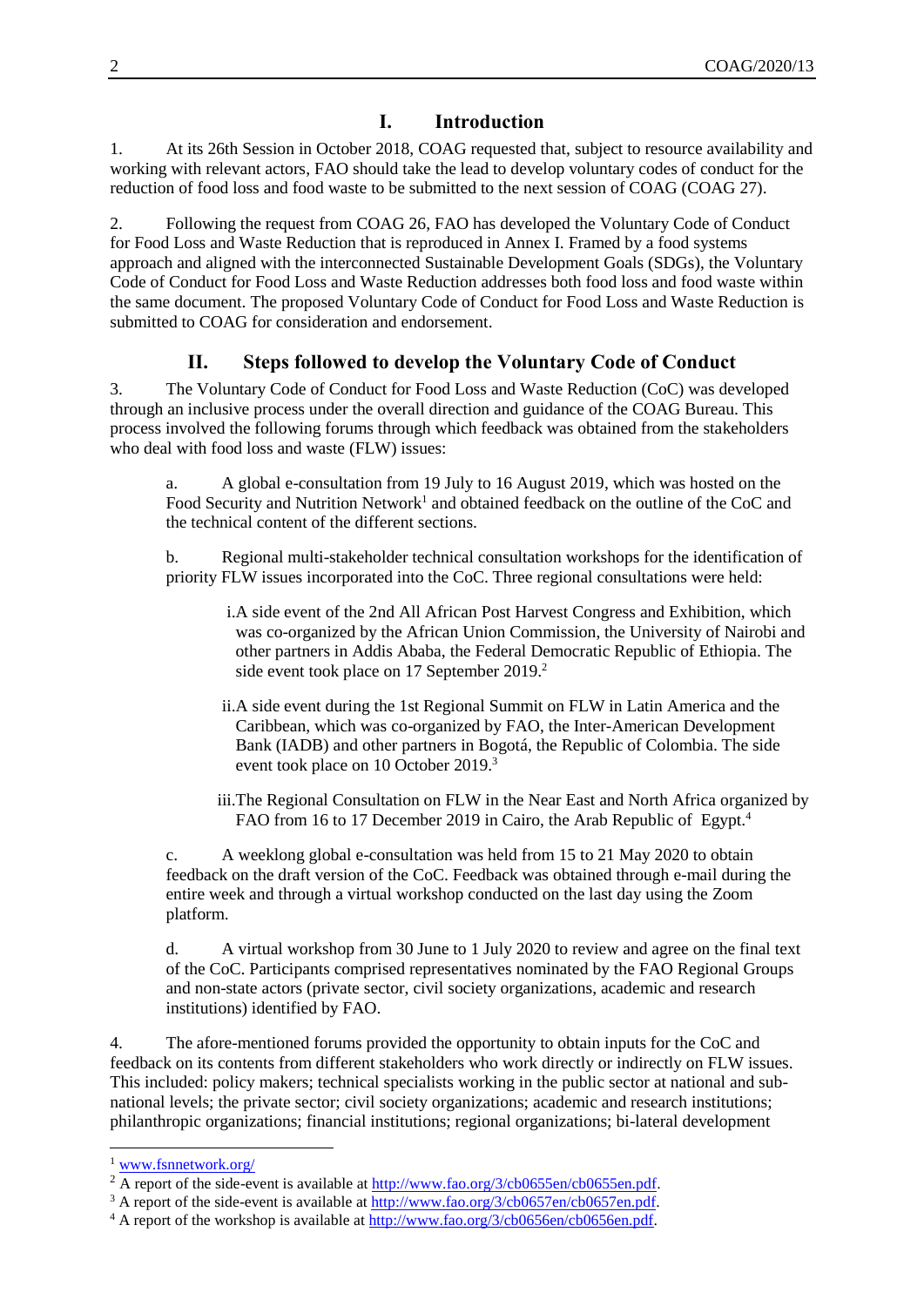# I. Introduction

1. At its 26th Session in October 2018, COAG requested that, subject to resource availability and working with relevant actors, FAO should take the lead to develop voluntary codes of conduct for the reduction of food loss and food waste to be submitted to the next session of COAG (COAG 27).

2. Following the request from COAG 26, FAO has developed the Voluntary Code of Conduct for Food Loss and Waste Reduction that is reproduced in Annex I. Framed by a food systems approach and aligned with the interconnected Sustainable Development Goals (SDGs), the Voluntary Code of Conduct for Food Loss and Waste Reduction addresses both food loss and food waste within the same document. The proposed Voluntary Code of Conduct for Food Loss and Waste Reduction is submitted to COAG for consideration and endorsement.

# II. Steps followed to develop the Voluntary Code of Conduct

3. The Voluntary Code of Conduct for Food Loss and Waste Reduction (CoC) was developed through an inclusive process under the overall direction and guidance of the COAG Bureau. This process involved the following forums through which feedback was obtained from the stakeholders who deal with food loss and waste (FLW) issues:

   a. A global e-consultation from 19 July to 16 August 2019, which was hosted on the Food Security and Nutrition Network[1] and obtained feedback on the outline of the CoC and the technical content of the different sections.

   b. Regional multi-stakeholder technical consultation workshops for the identification of priority FLW issues incorporated into the CoC. Three regional consultations were held:

      i. A side event of the 2nd All African Post Harvest Congress and Exhibition, which was co-organized by the African Union Commission, the University of Nairobi and other partners in Addis Ababa, the Federal Democratic Republic of Ethiopia. The side event took place on 17 September 2019.[2]

      ii. A side event during the 1st Regional Summit on FLW in Latin America and the Caribbean, which was co-organized by FAO, the Inter-American Development Bank (IADB) and other partners in Bogotá, the Republic of Colombia. The side event took place on 10 October 2019.[3]

      iii. The Regional Consultation on FLW in the Near East and North Africa organized by FAO from 16 to 17 December 2019 in Cairo, the Arab Republic of Egypt.[4]

   c. A weeklong global e-consultation was held from 15 to 21 May 2020 to obtain feedback on the draft version of the CoC. Feedback was obtained through e-mail during the entire week and through a virtual workshop conducted on the last day using the Zoom platform.

   d. A virtual workshop from 30 June to 1 July 2020 to review and agree on the final text of the CoC. Participants comprised representatives nominated by the FAO Regional Groups and non-state actors (private sector, civil society organizations, academic and research institutions) identified by FAO.

4. The afore-mentioned forums provided the opportunity to obtain inputs for the CoC and feedback on its contents from different stakeholders who work directly or indirectly on FLW issues. This included: policy makers; technical specialists working in the public sector at national and sub-national levels; the private sector; civil society organizations; academic and research institutions; philanthropic organizations; financial institutions; regional organizations; bi-lateral development

---

[1] www.fsnnetwork.org/

[2] A report of the side-event is available at http://www.fao.org/3/cb0655en/cb0655en.pdf.

[3] A report of the side-event is available at http://www.fao.org/3/cb0657en/cb0657en.pdf.

[4] A report of the workshop is available at http://www.fao.org/3/cb0656en/cb0656en.pdf.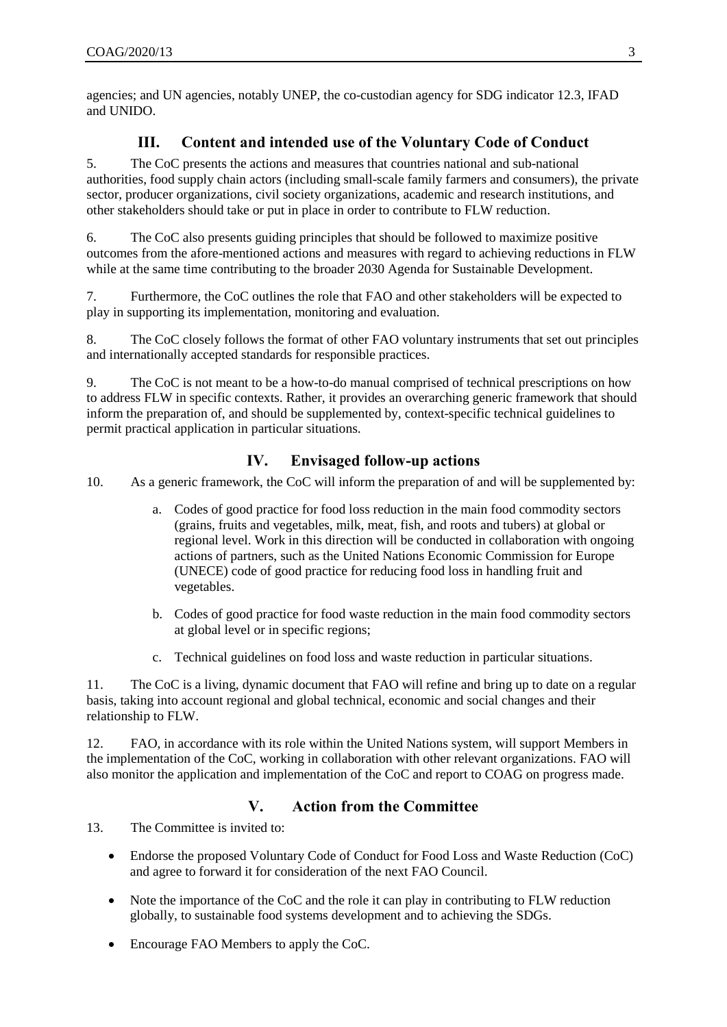agencies; and UN agencies, notably UNEP, the co-custodian agency for SDG indicator 12.3, IFAD and UNIDO.

## III. Content and intended use of the Voluntary Code of Conduct

5. The CoC presents the actions and measures that countries national and sub-national authorities, food supply chain actors (including small-scale family farmers and consumers), the private sector, producer organizations, civil society organizations, academic and research institutions, and other stakeholders should take or put in place in order to contribute to FLW reduction.

6. The CoC also presents guiding principles that should be followed to maximize positive outcomes from the afore-mentioned actions and measures with regard to achieving reductions in FLW while at the same time contributing to the broader 2030 Agenda for Sustainable Development.

7. Furthermore, the CoC outlines the role that FAO and other stakeholders will be expected to play in supporting its implementation, monitoring and evaluation.

8. The CoC closely follows the format of other FAO voluntary instruments that set out principles and internationally accepted standards for responsible practices.

9. The CoC is not meant to be a how-to-do manual comprised of technical prescriptions on how to address FLW in specific contexts. Rather, it provides an overarching generic framework that should inform the preparation of, and should be supplemented by, context-specific technical guidelines to permit practical application in particular situations.

## IV. Envisaged follow-up actions

10. As a generic framework, the CoC will inform the preparation of and will be supplemented by:

a. Codes of good practice for food loss reduction in the main food commodity sectors (grains, fruits and vegetables, milk, meat, fish, and roots and tubers) at global or regional level. Work in this direction will be conducted in collaboration with ongoing actions of partners, such as the United Nations Economic Commission for Europe (UNECE) code of good practice for reducing food loss in handling fruit and vegetables.

b. Codes of good practice for food waste reduction in the main food commodity sectors at global level or in specific regions;

c. Technical guidelines on food loss and waste reduction in particular situations.

11. The CoC is a living, dynamic document that FAO will refine and bring up to date on a regular basis, taking into account regional and global technical, economic and social changes and their relationship to FLW.

12. FAO, in accordance with its role within the United Nations system, will support Members in the implementation of the CoC, working in collaboration with other relevant organizations. FAO will also monitor the application and implementation of the CoC and report to COAG on progress made.

## V. Action from the Committee

13. The Committee is invited to:

- Endorse the proposed Voluntary Code of Conduct for Food Loss and Waste Reduction (CoC) and agree to forward it for consideration of the next FAO Council.
- Note the importance of the CoC and the role it can play in contributing to FLW reduction globally, to sustainable food systems development and to achieving the SDGs.
- Encourage FAO Members to apply the CoC.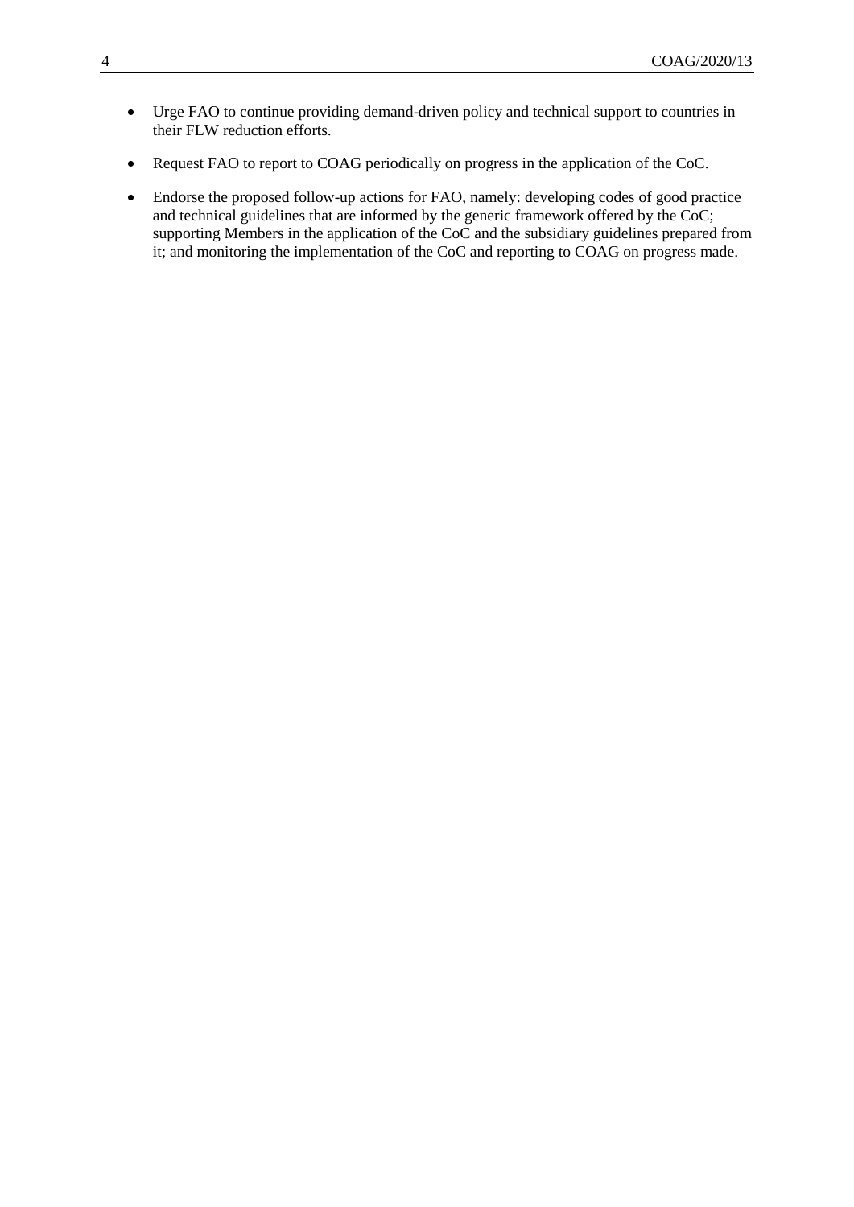- Urge FAO to continue providing demand-driven policy and technical support to countries in their FLW reduction efforts.
- Request FAO to report to COAG periodically on progress in the application of the CoC.
- Endorse the proposed follow-up actions for FAO, namely: developing codes of good practice and technical guidelines that are informed by the generic framework offered by the CoC; supporting Members in the application of the CoC and the subsidiary guidelines prepared from it; and monitoring the implementation of the CoC and reporting to COAG on progress made.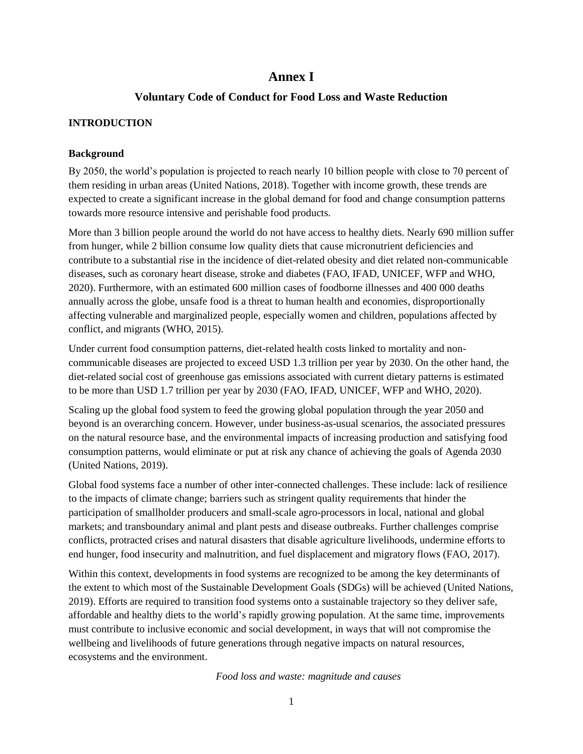# Annex I

## Voluntary Code of Conduct for Food Loss and Waste Reduction

### INTRODUCTION

#### Background

By 2050, the world's population is projected to reach nearly 10 billion people with close to 70 percent of them residing in urban areas (United Nations, 2018). Together with income growth, these trends are expected to create a significant increase in the global demand for food and change consumption patterns towards more resource intensive and perishable food products.

More than 3 billion people around the world do not have access to healthy diets. Nearly 690 million suffer from hunger, while 2 billion consume low quality diets that cause micronutrient deficiencies and contribute to a substantial rise in the incidence of diet-related obesity and diet related non-communicable diseases, such as coronary heart disease, stroke and diabetes (FAO, IFAD, UNICEF, WFP and WHO, 2020). Furthermore, with an estimated 600 million cases of foodborne illnesses and 400 000 deaths annually across the globe, unsafe food is a threat to human health and economies, disproportionally affecting vulnerable and marginalized people, especially women and children, populations affected by conflict, and migrants (WHO, 2015).

Under current food consumption patterns, diet-related health costs linked to mortality and non-communicable diseases are projected to exceed USD 1.3 trillion per year by 2030. On the other hand, the diet-related social cost of greenhouse gas emissions associated with current dietary patterns is estimated to be more than USD 1.7 trillion per year by 2030 (FAO, IFAD, UNICEF, WFP and WHO, 2020).

Scaling up the global food system to feed the growing global population through the year 2050 and beyond is an overarching concern. However, under business-as-usual scenarios, the associated pressures on the natural resource base, and the environmental impacts of increasing production and satisfying food consumption patterns, would eliminate or put at risk any chance of achieving the goals of Agenda 2030 (United Nations, 2019).

Global food systems face a number of other inter-connected challenges. These include: lack of resilience to the impacts of climate change; barriers such as stringent quality requirements that hinder the participation of smallholder producers and small-scale agro-processors in local, national and global markets; and transboundary animal and plant pests and disease outbreaks. Further challenges comprise conflicts, protracted crises and natural disasters that disable agriculture livelihoods, undermine efforts to end hunger, food insecurity and malnutrition, and fuel displacement and migratory flows (FAO, 2017).

Within this context, developments in food systems are recognized to be among the key determinants of the extent to which most of the Sustainable Development Goals (SDGs) will be achieved (United Nations, 2019). Efforts are required to transition food systems onto a sustainable trajectory so they deliver safe, affordable and healthy diets to the world's rapidly growing population. At the same time, improvements must contribute to inclusive economic and social development, in ways that will not compromise the wellbeing and livelihoods of future generations through negative impacts on natural resources, ecosystems and the environment.

*Food loss and waste: magnitude and causes*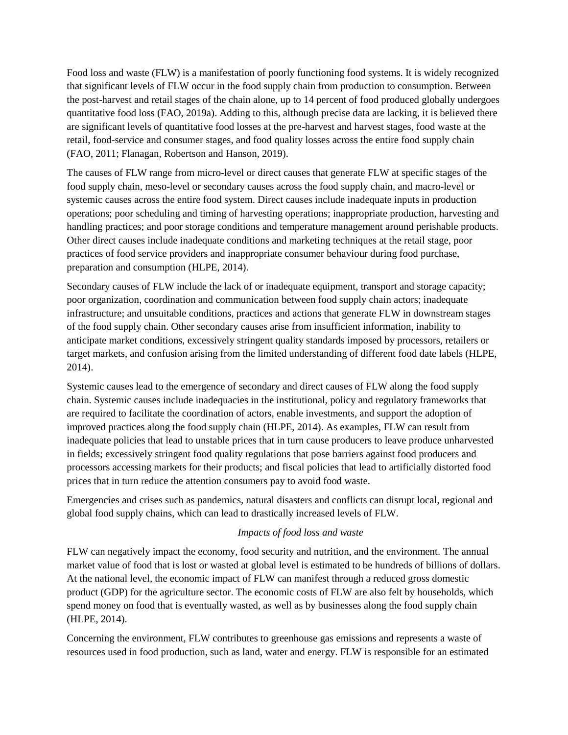Food loss and waste (FLW) is a manifestation of poorly functioning food systems. It is widely recognized that significant levels of FLW occur in the food supply chain from production to consumption. Between the post-harvest and retail stages of the chain alone, up to 14 percent of food produced globally undergoes quantitative food loss (FAO, 2019a). Adding to this, although precise data are lacking, it is believed there are significant levels of quantitative food losses at the pre-harvest and harvest stages, food waste at the retail, food-service and consumer stages, and food quality losses across the entire food supply chain (FAO, 2011; Flanagan, Robertson and Hanson, 2019).

The causes of FLW range from micro-level or direct causes that generate FLW at specific stages of the food supply chain, meso-level or secondary causes across the food supply chain, and macro-level or systemic causes across the entire food system. Direct causes include inadequate inputs in production operations; poor scheduling and timing of harvesting operations; inappropriate production, harvesting and handling practices; and poor storage conditions and temperature management around perishable products. Other direct causes include inadequate conditions and marketing techniques at the retail stage, poor practices of food service providers and inappropriate consumer behaviour during food purchase, preparation and consumption (HLPE, 2014).

Secondary causes of FLW include the lack of or inadequate equipment, transport and storage capacity; poor organization, coordination and communication between food supply chain actors; inadequate infrastructure; and unsuitable conditions, practices and actions that generate FLW in downstream stages of the food supply chain. Other secondary causes arise from insufficient information, inability to anticipate market conditions, excessively stringent quality standards imposed by processors, retailers or target markets, and confusion arising from the limited understanding of different food date labels (HLPE, 2014).

Systemic causes lead to the emergence of secondary and direct causes of FLW along the food supply chain. Systemic causes include inadequacies in the institutional, policy and regulatory frameworks that are required to facilitate the coordination of actors, enable investments, and support the adoption of improved practices along the food supply chain (HLPE, 2014). As examples, FLW can result from inadequate policies that lead to unstable prices that in turn cause producers to leave produce unharvested in fields; excessively stringent food quality regulations that pose barriers against food producers and processors accessing markets for their products; and fiscal policies that lead to artificially distorted food prices that in turn reduce the attention consumers pay to avoid food waste.

Emergencies and crises such as pandemics, natural disasters and conflicts can disrupt local, regional and global food supply chains, which can lead to drastically increased levels of FLW.

*Impacts of food loss and waste*

FLW can negatively impact the economy, food security and nutrition, and the environment. The annual market value of food that is lost or wasted at global level is estimated to be hundreds of billions of dollars. At the national level, the economic impact of FLW can manifest through a reduced gross domestic product (GDP) for the agriculture sector. The economic costs of FLW are also felt by households, which spend money on food that is eventually wasted, as well as by businesses along the food supply chain (HLPE, 2014).

Concerning the environment, FLW contributes to greenhouse gas emissions and represents a waste of resources used in food production, such as land, water and energy. FLW is responsible for an estimated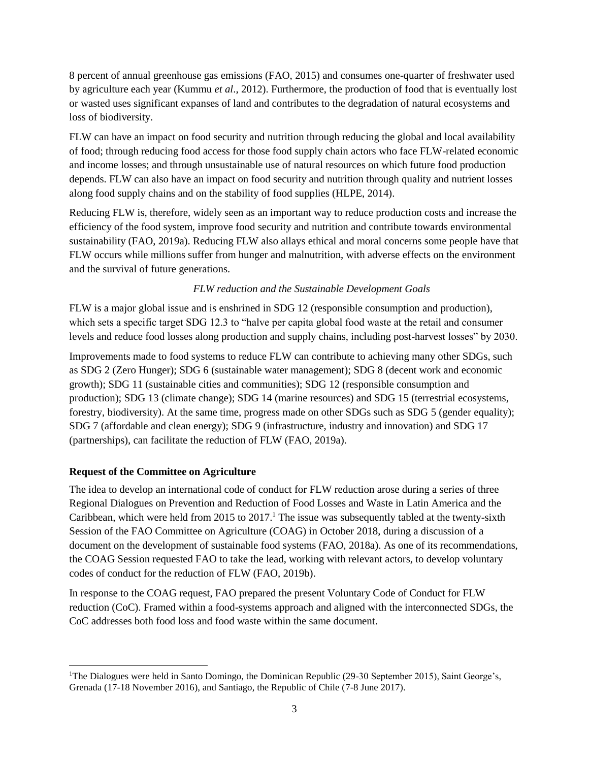8 percent of annual greenhouse gas emissions (FAO, 2015) and consumes one-quarter of freshwater used by agriculture each year (Kummu *et al*., 2012). Furthermore, the production of food that is eventually lost or wasted uses significant expanses of land and contributes to the degradation of natural ecosystems and loss of biodiversity.

FLW can have an impact on food security and nutrition through reducing the global and local availability of food; through reducing food access for those food supply chain actors who face FLW-related economic and income losses; and through unsustainable use of natural resources on which future food production depends. FLW can also have an impact on food security and nutrition through quality and nutrient losses along food supply chains and on the stability of food supplies (HLPE, 2014).

Reducing FLW is, therefore, widely seen as an important way to reduce production costs and increase the efficiency of the food system, improve food security and nutrition and contribute towards environmental sustainability (FAO, 2019a). Reducing FLW also allays ethical and moral concerns some people have that FLW occurs while millions suffer from hunger and malnutrition, with adverse effects on the environment and the survival of future generations.

*FLW reduction and the Sustainable Development Goals*

FLW is a major global issue and is enshrined in SDG 12 (responsible consumption and production), which sets a specific target SDG 12.3 to "halve per capita global food waste at the retail and consumer levels and reduce food losses along production and supply chains, including post-harvest losses" by 2030.

Improvements made to food systems to reduce FLW can contribute to achieving many other SDGs, such as SDG 2 (Zero Hunger); SDG 6 (sustainable water management); SDG 8 (decent work and economic growth); SDG 11 (sustainable cities and communities); SDG 12 (responsible consumption and production); SDG 13 (climate change); SDG 14 (marine resources) and SDG 15 (terrestrial ecosystems, forestry, biodiversity). At the same time, progress made on other SDGs such as SDG 5 (gender equality); SDG 7 (affordable and clean energy); SDG 9 (infrastructure, industry and innovation) and SDG 17 (partnerships), can facilitate the reduction of FLW (FAO, 2019a).

**Request of the Committee on Agriculture**

The idea to develop an international code of conduct for FLW reduction arose during a series of three Regional Dialogues on Prevention and Reduction of Food Losses and Waste in Latin America and the Caribbean, which were held from 2015 to 2017.[1] The issue was subsequently tabled at the twenty-sixth Session of the FAO Committee on Agriculture (COAG) in October 2018, during a discussion of a document on the development of sustainable food systems (FAO, 2018a). As one of its recommendations, the COAG Session requested FAO to take the lead, working with relevant actors, to develop voluntary codes of conduct for the reduction of FLW (FAO, 2019b).

In response to the COAG request, FAO prepared the present Voluntary Code of Conduct for FLW reduction (CoC). Framed within a food-systems approach and aligned with the interconnected SDGs, the CoC addresses both food loss and food waste within the same document.

[1]The Dialogues were held in Santo Domingo, the Dominican Republic (29-30 September 2015), Saint George's, Grenada (17-18 November 2016), and Santiago, the Republic of Chile (7-8 June 2017).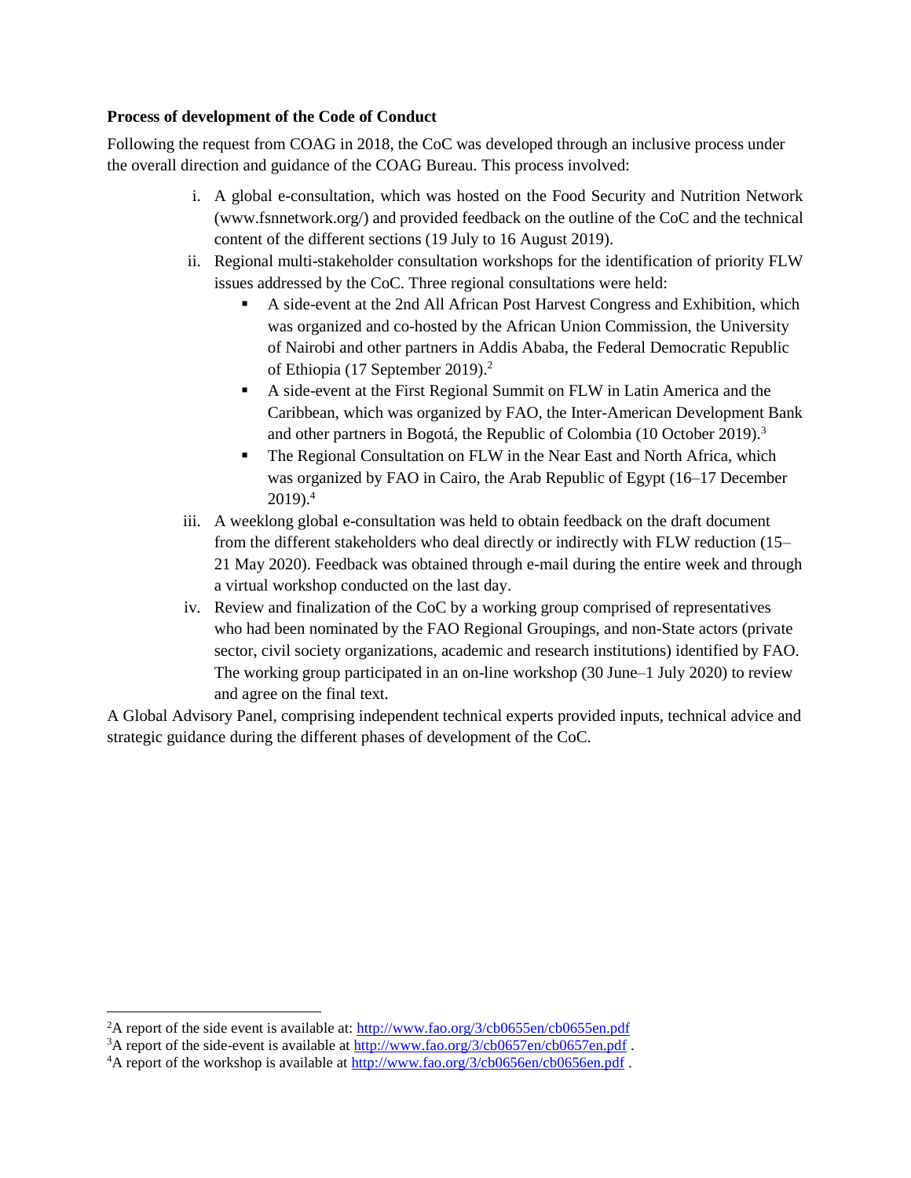**Process of development of the Code of Conduct**

Following the request from COAG in 2018, the CoC was developed through an inclusive process under the overall direction and guidance of the COAG Bureau. This process involved:

i. A global e-consultation, which was hosted on the Food Security and Nutrition Network (www.fsnnetwork.org/) and provided feedback on the outline of the CoC and the technical content of the different sections (19 July to 16 August 2019).

ii. Regional multi-stakeholder consultation workshops for the identification of priority FLW issues addressed by the CoC. Three regional consultations were held:
    - A side-event at the 2nd All African Post Harvest Congress and Exhibition, which was organized and co-hosted by the African Union Commission, the University of Nairobi and other partners in Addis Ababa, the Federal Democratic Republic of Ethiopia (17 September 2019).[2]
    - A side-event at the First Regional Summit on FLW in Latin America and the Caribbean, which was organized by FAO, the Inter-American Development Bank and other partners in Bogotá, the Republic of Colombia (10 October 2019).[3]
    - The Regional Consultation on FLW in the Near East and North Africa, which was organized by FAO in Cairo, the Arab Republic of Egypt (16–17 December 2019).[4]

iii. A weeklong global e-consultation was held to obtain feedback on the draft document from the different stakeholders who deal directly or indirectly with FLW reduction (15–21 May 2020). Feedback was obtained through e-mail during the entire week and through a virtual workshop conducted on the last day.

iv. Review and finalization of the CoC by a working group comprised of representatives who had been nominated by the FAO Regional Groupings, and non-State actors (private sector, civil society organizations, academic and research institutions) identified by FAO. The working group participated in an on-line workshop (30 June–1 July 2020) to review and agree on the final text.

A Global Advisory Panel, comprising independent technical experts provided inputs, technical advice and strategic guidance during the different phases of development of the CoC.

---

[2] A report of the side event is available at: http://www.fao.org/3/cb0655en/cb0655en.pdf

[3] A report of the side-event is available at http://www.fao.org/3/cb0657en/cb0657en.pdf .

[4] A report of the workshop is available at http://www.fao.org/3/cb0656en/cb0656en.pdf .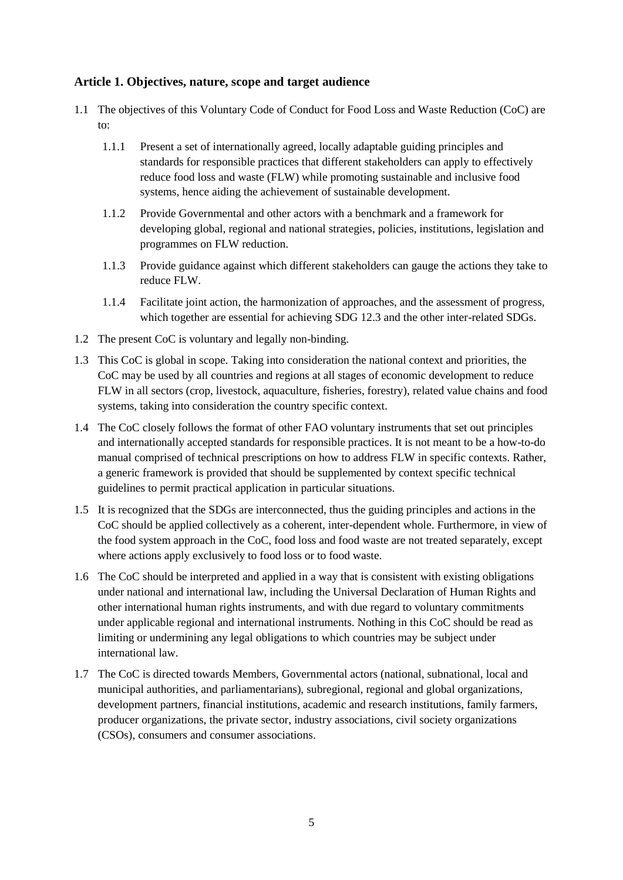## Article 1. Objectives, nature, scope and target audience

1.1 The objectives of this Voluntary Code of Conduct for Food Loss and Waste Reduction (CoC) are to:

1.1.1 Present a set of internationally agreed, locally adaptable guiding principles and standards for responsible practices that different stakeholders can apply to effectively reduce food loss and waste (FLW) while promoting sustainable and inclusive food systems, hence aiding the achievement of sustainable development.

1.1.2 Provide Governmental and other actors with a benchmark and a framework for developing global, regional and national strategies, policies, institutions, legislation and programmes on FLW reduction.

1.1.3 Provide guidance against which different stakeholders can gauge the actions they take to reduce FLW.

1.1.4 Facilitate joint action, the harmonization of approaches, and the assessment of progress, which together are essential for achieving SDG 12.3 and the other inter-related SDGs.

1.2 The present CoC is voluntary and legally non-binding.

1.3 This CoC is global in scope. Taking into consideration the national context and priorities, the CoC may be used by all countries and regions at all stages of economic development to reduce FLW in all sectors (crop, livestock, aquaculture, fisheries, forestry), related value chains and food systems, taking into consideration the country specific context.

1.4 The CoC closely follows the format of other FAO voluntary instruments that set out principles and internationally accepted standards for responsible practices. It is not meant to be a how-to-do manual comprised of technical prescriptions on how to address FLW in specific contexts. Rather, a generic framework is provided that should be supplemented by context specific technical guidelines to permit practical application in particular situations.

1.5 It is recognized that the SDGs are interconnected, thus the guiding principles and actions in the CoC should be applied collectively as a coherent, inter-dependent whole. Furthermore, in view of the food system approach in the CoC, food loss and food waste are not treated separately, except where actions apply exclusively to food loss or to food waste.

1.6 The CoC should be interpreted and applied in a way that is consistent with existing obligations under national and international law, including the Universal Declaration of Human Rights and other international human rights instruments, and with due regard to voluntary commitments under applicable regional and international instruments. Nothing in this CoC should be read as limiting or undermining any legal obligations to which countries may be subject under international law.

1.7 The CoC is directed towards Members, Governmental actors (national, subnational, local and municipal authorities, and parliamentarians), subregional, regional and global organizations, development partners, financial institutions, academic and research institutions, family farmers, producer organizations, the private sector, industry associations, civil society organizations (CSOs), consumers and consumer associations.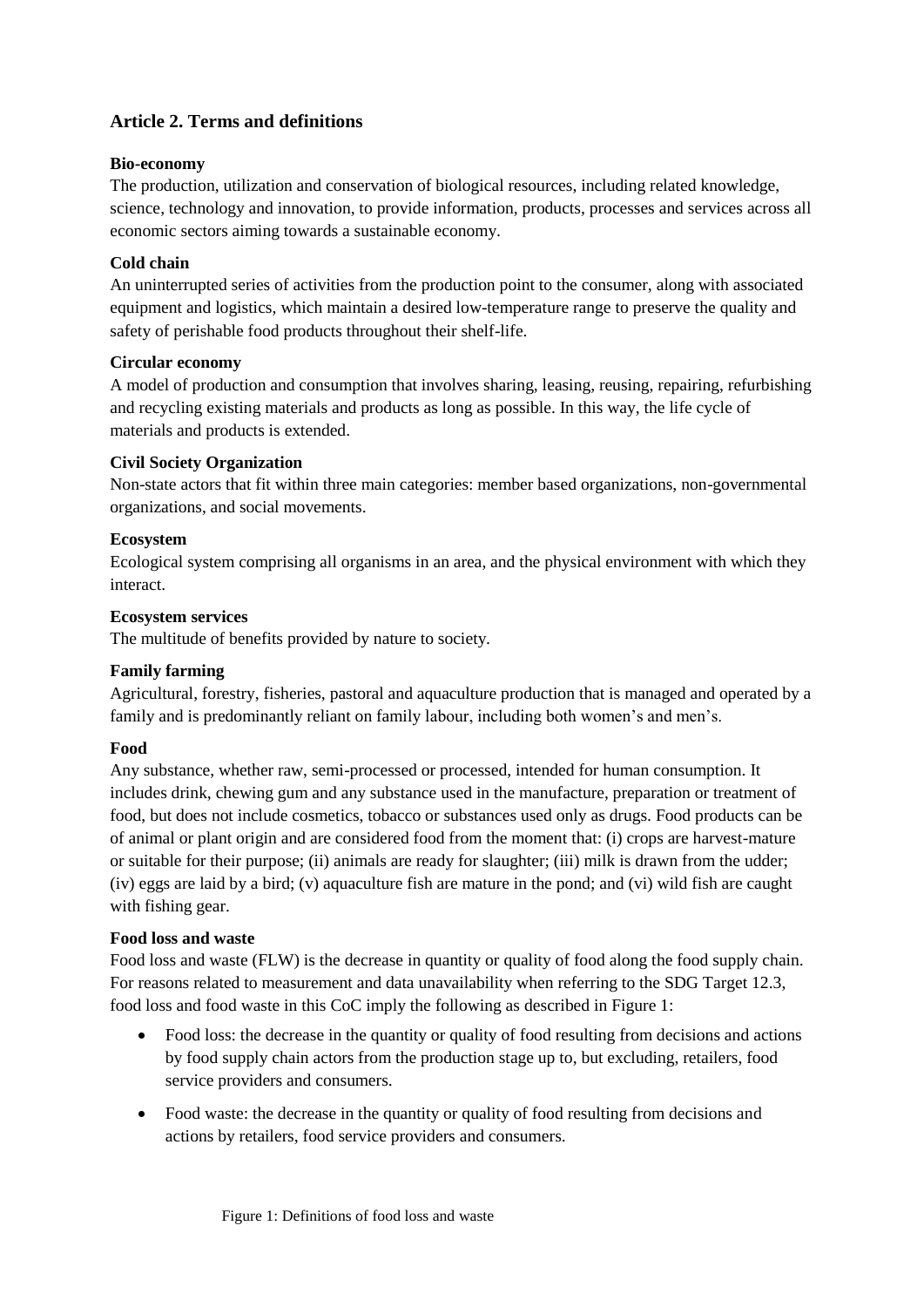## Article 2. Terms and definitions

**Bio-economy**

The production, utilization and conservation of biological resources, including related knowledge, science, technology and innovation, to provide information, products, processes and services across all economic sectors aiming towards a sustainable economy.

**Cold chain**

An uninterrupted series of activities from the production point to the consumer, along with associated equipment and logistics, which maintain a desired low-temperature range to preserve the quality and safety of perishable food products throughout their shelf-life.

**Circular economy**

A model of production and consumption that involves sharing, leasing, reusing, repairing, refurbishing and recycling existing materials and products as long as possible. In this way, the life cycle of materials and products is extended.

**Civil Society Organization**

Non-state actors that fit within three main categories: member based organizations, non-governmental organizations, and social movements.

**Ecosystem**

Ecological system comprising all organisms in an area, and the physical environment with which they interact.

**Ecosystem services**

The multitude of benefits provided by nature to society.

**Family farming**

Agricultural, forestry, fisheries, pastoral and aquaculture production that is managed and operated by a family and is predominantly reliant on family labour, including both women's and men's.

**Food**

Any substance, whether raw, semi-processed or processed, intended for human consumption. It includes drink, chewing gum and any substance used in the manufacture, preparation or treatment of food, but does not include cosmetics, tobacco or substances used only as drugs. Food products can be of animal or plant origin and are considered food from the moment that: (i) crops are harvest-mature or suitable for their purpose; (ii) animals are ready for slaughter; (iii) milk is drawn from the udder; (iv) eggs are laid by a bird; (v) aquaculture fish are mature in the pond; and (vi) wild fish are caught with fishing gear.

**Food loss and waste**

Food loss and waste (FLW) is the decrease in quantity or quality of food along the food supply chain. For reasons related to measurement and data unavailability when referring to the SDG Target 12.3, food loss and food waste in this CoC imply the following as described in Figure 1:

- Food loss: the decrease in the quantity or quality of food resulting from decisions and actions by food supply chain actors from the production stage up to, but excluding, retailers, food service providers and consumers.
- Food waste: the decrease in the quantity or quality of food resulting from decisions and actions by retailers, food service providers and consumers.

Figure 1: Definitions of food loss and waste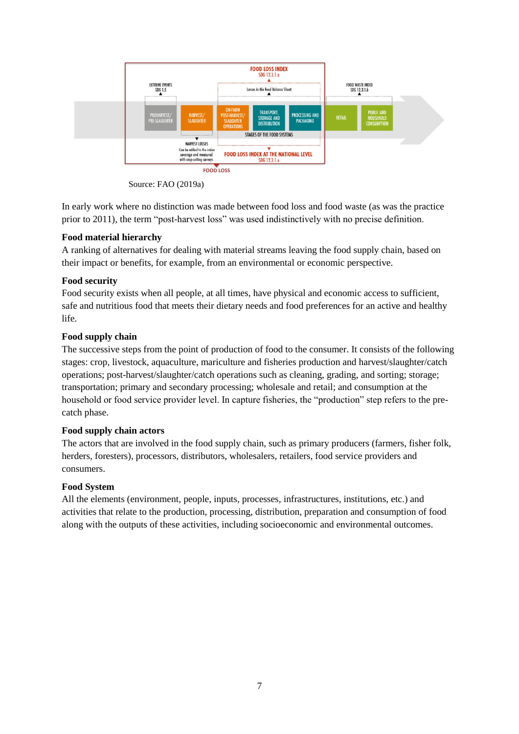Source: FAO (2019a)

In early work where no distinction was made between food loss and food waste (as was the practice prior to 2011), the term "post-harvest loss" was used indistinctively with no precise definition.

**Food material hierarchy**
A ranking of alternatives for dealing with material streams leaving the food supply chain, based on their impact or benefits, for example, from an environmental or economic perspective.

**Food security**
Food security exists when all people, at all times, have physical and economic access to sufficient, safe and nutritious food that meets their dietary needs and food preferences for an active and healthy life.

**Food supply chain**
The successive steps from the point of production of food to the consumer. It consists of the following stages: crop, livestock, aquaculture, mariculture and fisheries production and harvest/slaughter/catch operations; post-harvest/slaughter/catch operations such as cleaning, grading, and sorting; storage; transportation; primary and secondary processing; wholesale and retail; and consumption at the household or food service provider level. In capture fisheries, the "production" step refers to the pre-catch phase.

**Food supply chain actors**
The actors that are involved in the food supply chain, such as primary producers (farmers, fisher folk, herders, foresters), processors, distributors, wholesalers, retailers, food service providers and consumers.

**Food System**
All the elements (environment, people, inputs, processes, infrastructures, institutions, etc.) and activities that relate to the production, processing, distribution, preparation and consumption of food along with the outputs of these activities, including socioeconomic and environmental outcomes.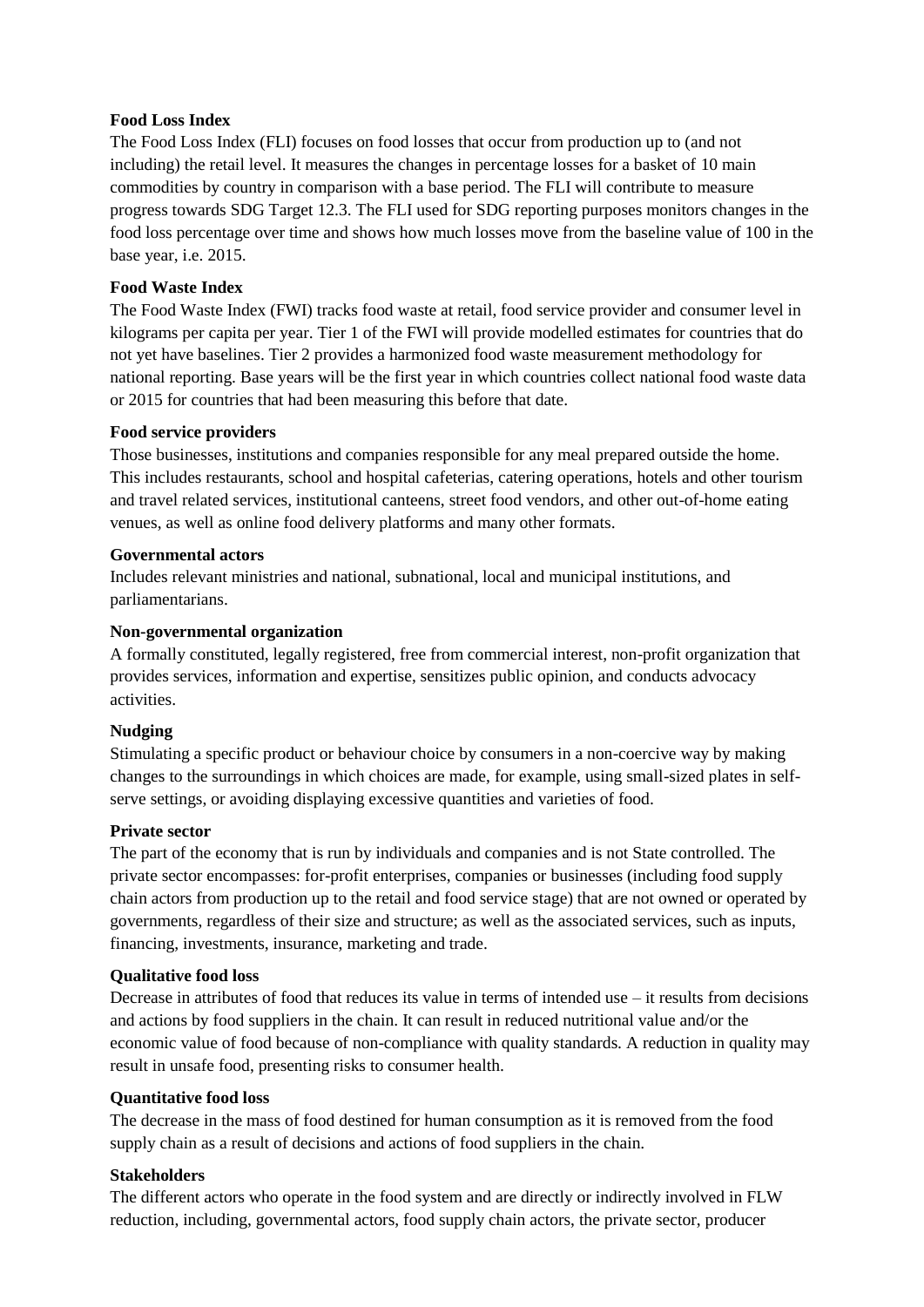**Food Loss Index**

The Food Loss Index (FLI) focuses on food losses that occur from production up to (and not including) the retail level. It measures the changes in percentage losses for a basket of 10 main commodities by country in comparison with a base period. The FLI will contribute to measure progress towards SDG Target 12.3. The FLI used for SDG reporting purposes monitors changes in the food loss percentage over time and shows how much losses move from the baseline value of 100 in the base year, i.e. 2015.

**Food Waste Index**

The Food Waste Index (FWI) tracks food waste at retail, food service provider and consumer level in kilograms per capita per year. Tier 1 of the FWI will provide modelled estimates for countries that do not yet have baselines. Tier 2 provides a harmonized food waste measurement methodology for national reporting. Base years will be the first year in which countries collect national food waste data or 2015 for countries that had been measuring this before that date.

**Food service providers**

Those businesses, institutions and companies responsible for any meal prepared outside the home. This includes restaurants, school and hospital cafeterias, catering operations, hotels and other tourism and travel related services, institutional canteens, street food vendors, and other out-of-home eating venues, as well as online food delivery platforms and many other formats.

**Governmental actors**

Includes relevant ministries and national, subnational, local and municipal institutions, and parliamentarians.

**Non-governmental organization**

A formally constituted, legally registered, free from commercial interest, non-profit organization that provides services, information and expertise, sensitizes public opinion, and conducts advocacy activities.

**Nudging**

Stimulating a specific product or behaviour choice by consumers in a non-coercive way by making changes to the surroundings in which choices are made, for example, using small-sized plates in self-serve settings, or avoiding displaying excessive quantities and varieties of food.

**Private sector**

The part of the economy that is run by individuals and companies and is not State controlled. The private sector encompasses: for-profit enterprises, companies or businesses (including food supply chain actors from production up to the retail and food service stage) that are not owned or operated by governments, regardless of their size and structure; as well as the associated services, such as inputs, financing, investments, insurance, marketing and trade.

**Qualitative food loss**

Decrease in attributes of food that reduces its value in terms of intended use – it results from decisions and actions by food suppliers in the chain. It can result in reduced nutritional value and/or the economic value of food because of non-compliance with quality standards. A reduction in quality may result in unsafe food, presenting risks to consumer health.

**Quantitative food loss**

The decrease in the mass of food destined for human consumption as it is removed from the food supply chain as a result of decisions and actions of food suppliers in the chain.

**Stakeholders**

The different actors who operate in the food system and are directly or indirectly involved in FLW reduction, including, governmental actors, food supply chain actors, the private sector, producer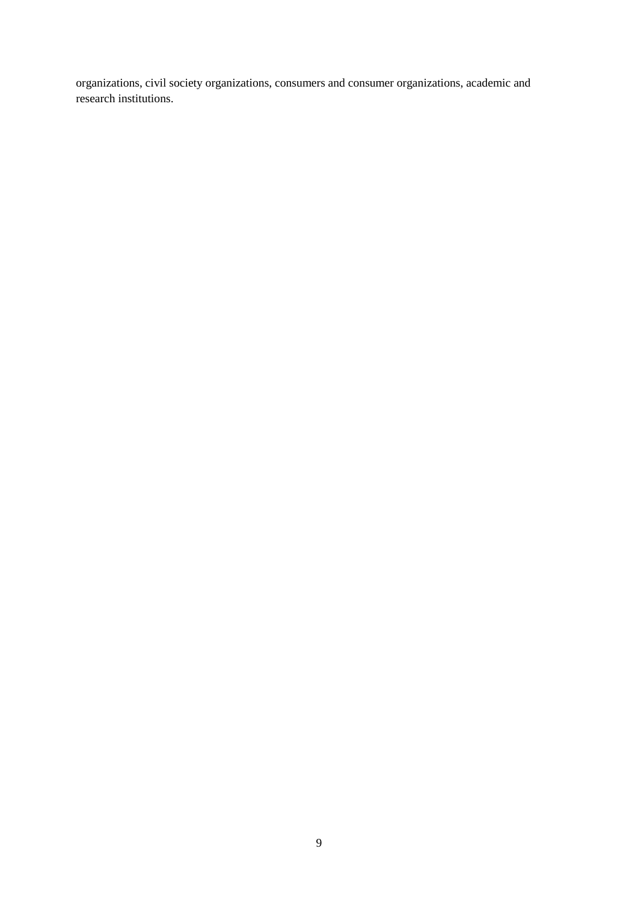organizations, civil society organizations, consumers and consumer organizations, academic and research institutions.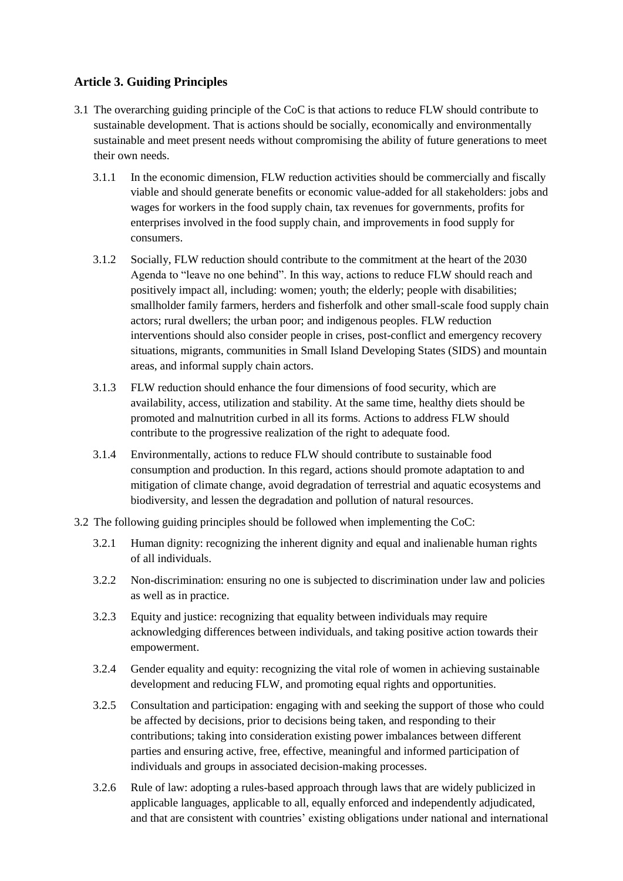## Article 3. Guiding Principles

3.1 The overarching guiding principle of the CoC is that actions to reduce FLW should contribute to sustainable development. That is actions should be socially, economically and environmentally sustainable and meet present needs without compromising the ability of future generations to meet their own needs.

3.1.1 In the economic dimension, FLW reduction activities should be commercially and fiscally viable and should generate benefits or economic value-added for all stakeholders: jobs and wages for workers in the food supply chain, tax revenues for governments, profits for enterprises involved in the food supply chain, and improvements in food supply for consumers.

3.1.2 Socially, FLW reduction should contribute to the commitment at the heart of the 2030 Agenda to "leave no one behind". In this way, actions to reduce FLW should reach and positively impact all, including: women; youth; the elderly; people with disabilities; smallholder family farmers, herders and fisherfolk and other small-scale food supply chain actors; rural dwellers; the urban poor; and indigenous peoples. FLW reduction interventions should also consider people in crises, post-conflict and emergency recovery situations, migrants, communities in Small Island Developing States (SIDS) and mountain areas, and informal supply chain actors.

3.1.3 FLW reduction should enhance the four dimensions of food security, which are availability, access, utilization and stability. At the same time, healthy diets should be promoted and malnutrition curbed in all its forms. Actions to address FLW should contribute to the progressive realization of the right to adequate food.

3.1.4 Environmentally, actions to reduce FLW should contribute to sustainable food consumption and production. In this regard, actions should promote adaptation to and mitigation of climate change, avoid degradation of terrestrial and aquatic ecosystems and biodiversity, and lessen the degradation and pollution of natural resources.

3.2 The following guiding principles should be followed when implementing the CoC:

3.2.1 Human dignity: recognizing the inherent dignity and equal and inalienable human rights of all individuals.

3.2.2 Non-discrimination: ensuring no one is subjected to discrimination under law and policies as well as in practice.

3.2.3 Equity and justice: recognizing that equality between individuals may require acknowledging differences between individuals, and taking positive action towards their empowerment.

3.2.4 Gender equality and equity: recognizing the vital role of women in achieving sustainable development and reducing FLW, and promoting equal rights and opportunities.

3.2.5 Consultation and participation: engaging with and seeking the support of those who could be affected by decisions, prior to decisions being taken, and responding to their contributions; taking into consideration existing power imbalances between different parties and ensuring active, free, effective, meaningful and informed participation of individuals and groups in associated decision-making processes.

3.2.6 Rule of law: adopting a rules-based approach through laws that are widely publicized in applicable languages, applicable to all, equally enforced and independently adjudicated, and that are consistent with countries' existing obligations under national and international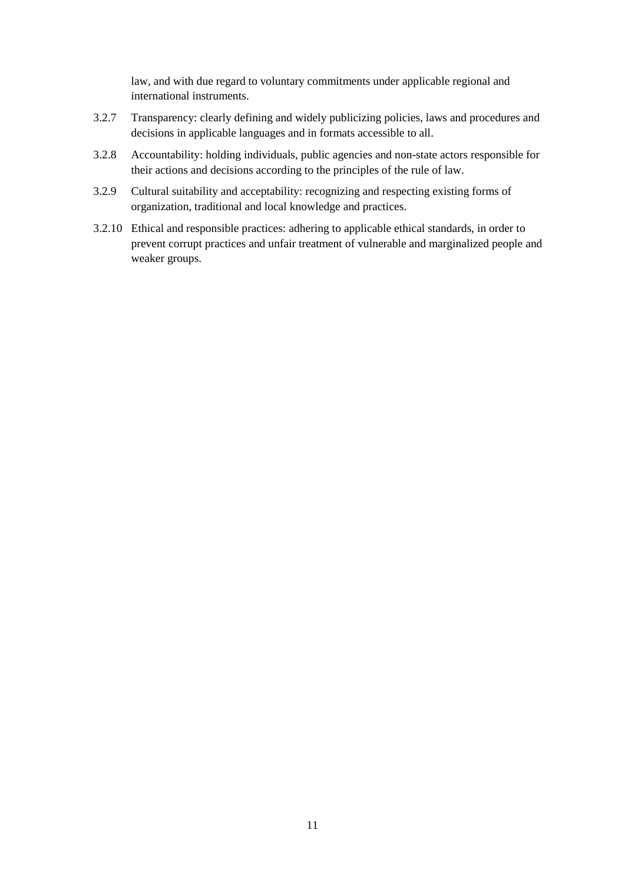law, and with due regard to voluntary commitments under applicable regional and international instruments.

3.2.7 Transparency: clearly defining and widely publicizing policies, laws and procedures and decisions in applicable languages and in formats accessible to all.

3.2.8 Accountability: holding individuals, public agencies and non-state actors responsible for their actions and decisions according to the principles of the rule of law.

3.2.9 Cultural suitability and acceptability: recognizing and respecting existing forms of organization, traditional and local knowledge and practices.

3.2.10 Ethical and responsible practices: adhering to applicable ethical standards, in order to prevent corrupt practices and unfair treatment of vulnerable and marginalized people and weaker groups.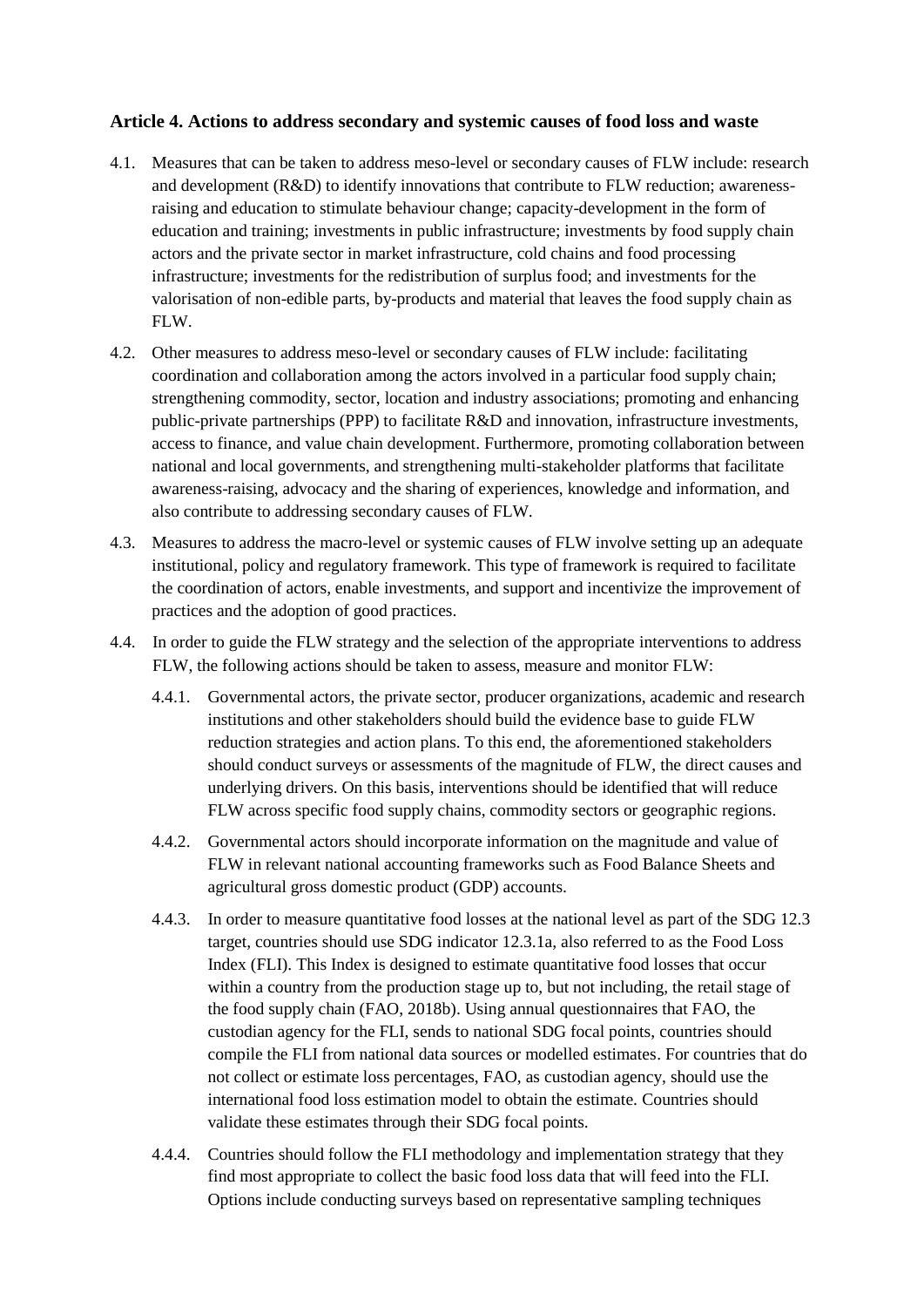### Article 4. Actions to address secondary and systemic causes of food loss and waste

4.1. Measures that can be taken to address meso-level or secondary causes of FLW include: research and development (R&D) to identify innovations that contribute to FLW reduction; awareness-raising and education to stimulate behaviour change; capacity-development in the form of education and training; investments in public infrastructure; investments by food supply chain actors and the private sector in market infrastructure, cold chains and food processing infrastructure; investments for the redistribution of surplus food; and investments for the valorisation of non-edible parts, by-products and material that leaves the food supply chain as FLW.

4.2. Other measures to address meso-level or secondary causes of FLW include: facilitating coordination and collaboration among the actors involved in a particular food supply chain; strengthening commodity, sector, location and industry associations; promoting and enhancing public-private partnerships (PPP) to facilitate R&D and innovation, infrastructure investments, access to finance, and value chain development. Furthermore, promoting collaboration between national and local governments, and strengthening multi-stakeholder platforms that facilitate awareness-raising, advocacy and the sharing of experiences, knowledge and information, and also contribute to addressing secondary causes of FLW.

4.3. Measures to address the macro-level or systemic causes of FLW involve setting up an adequate institutional, policy and regulatory framework. This type of framework is required to facilitate the coordination of actors, enable investments, and support and incentivize the improvement of practices and the adoption of good practices.

4.4. In order to guide the FLW strategy and the selection of the appropriate interventions to address FLW, the following actions should be taken to assess, measure and monitor FLW:

4.4.1. Governmental actors, the private sector, producer organizations, academic and research institutions and other stakeholders should build the evidence base to guide FLW reduction strategies and action plans. To this end, the aforementioned stakeholders should conduct surveys or assessments of the magnitude of FLW, the direct causes and underlying drivers. On this basis, interventions should be identified that will reduce FLW across specific food supply chains, commodity sectors or geographic regions.

4.4.2. Governmental actors should incorporate information on the magnitude and value of FLW in relevant national accounting frameworks such as Food Balance Sheets and agricultural gross domestic product (GDP) accounts.

4.4.3. In order to measure quantitative food losses at the national level as part of the SDG 12.3 target, countries should use SDG indicator 12.3.1a, also referred to as the Food Loss Index (FLI). This Index is designed to estimate quantitative food losses that occur within a country from the production stage up to, but not including, the retail stage of the food supply chain (FAO, 2018b). Using annual questionnaires that FAO, the custodian agency for the FLI, sends to national SDG focal points, countries should compile the FLI from national data sources or modelled estimates. For countries that do not collect or estimate loss percentages, FAO, as custodian agency, should use the international food loss estimation model to obtain the estimate. Countries should validate these estimates through their SDG focal points.

4.4.4. Countries should follow the FLI methodology and implementation strategy that they find most appropriate to collect the basic food loss data that will feed into the FLI. Options include conducting surveys based on representative sampling techniques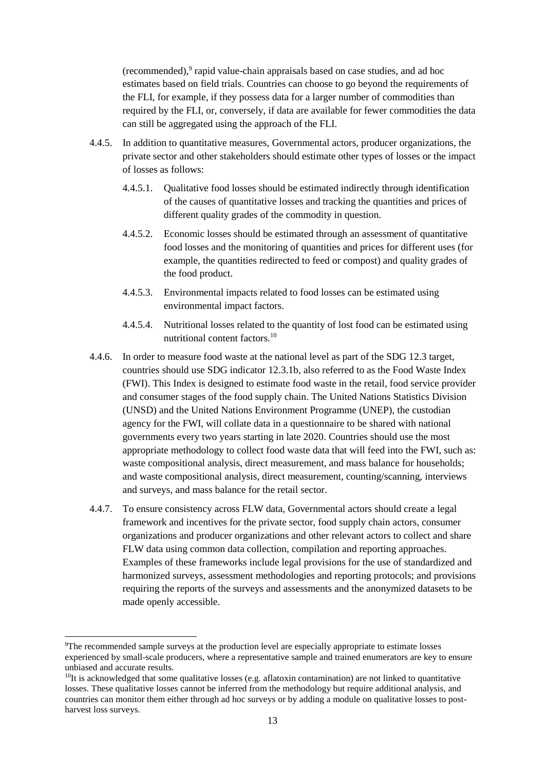(recommended),[9] rapid value-chain appraisals based on case studies, and ad hoc estimates based on field trials. Countries can choose to go beyond the requirements of the FLI, for example, if they possess data for a larger number of commodities than required by the FLI, or, conversely, if data are available for fewer commodities the data can still be aggregated using the approach of the FLI.

4.4.5. In addition to quantitative measures, Governmental actors, producer organizations, the private sector and other stakeholders should estimate other types of losses or the impact of losses as follows:

4.4.5.1. Qualitative food losses should be estimated indirectly through identification of the causes of quantitative losses and tracking the quantities and prices of different quality grades of the commodity in question.

4.4.5.2. Economic losses should be estimated through an assessment of quantitative food losses and the monitoring of quantities and prices for different uses (for example, the quantities redirected to feed or compost) and quality grades of the food product.

4.4.5.3. Environmental impacts related to food losses can be estimated using environmental impact factors.

4.4.5.4. Nutritional losses related to the quantity of lost food can be estimated using nutritional content factors.[10]

4.4.6. In order to measure food waste at the national level as part of the SDG 12.3 target, countries should use SDG indicator 12.3.1b, also referred to as the Food Waste Index (FWI). This Index is designed to estimate food waste in the retail, food service provider and consumer stages of the food supply chain. The United Nations Statistics Division (UNSD) and the United Nations Environment Programme (UNEP), the custodian agency for the FWI, will collate data in a questionnaire to be shared with national governments every two years starting in late 2020. Countries should use the most appropriate methodology to collect food waste data that will feed into the FWI, such as: waste compositional analysis, direct measurement, and mass balance for households; and waste compositional analysis, direct measurement, counting/scanning, interviews and surveys, and mass balance for the retail sector.

4.4.7. To ensure consistency across FLW data, Governmental actors should create a legal framework and incentives for the private sector, food supply chain actors, consumer organizations and producer organizations and other relevant actors to collect and share FLW data using common data collection, compilation and reporting approaches. Examples of these frameworks include legal provisions for the use of standardized and harmonized surveys, assessment methodologies and reporting protocols; and provisions requiring the reports of the surveys and assessments and the anonymized datasets to be made openly accessible.

---

[9] The recommended sample surveys at the production level are especially appropriate to estimate losses experienced by small-scale producers, where a representative sample and trained enumerators are key to ensure unbiased and accurate results.

[10] It is acknowledged that some qualitative losses (e.g. aflatoxin contamination) are not linked to quantitative losses. These qualitative losses cannot be inferred from the methodology but require additional analysis, and countries can monitor them either through ad hoc surveys or by adding a module on qualitative losses to post-harvest loss surveys.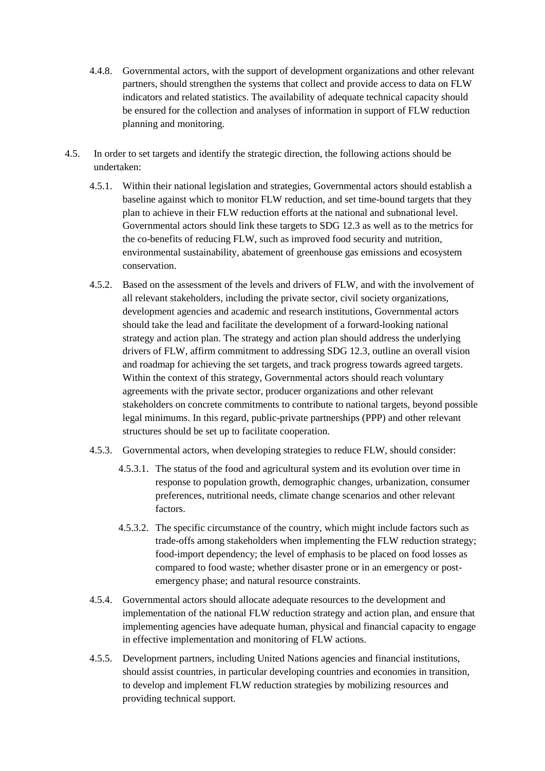4.4.8. Governmental actors, with the support of development organizations and other relevant partners, should strengthen the systems that collect and provide access to data on FLW indicators and related statistics. The availability of adequate technical capacity should be ensured for the collection and analyses of information in support of FLW reduction planning and monitoring.

4.5. In order to set targets and identify the strategic direction, the following actions should be undertaken:

4.5.1. Within their national legislation and strategies, Governmental actors should establish a baseline against which to monitor FLW reduction, and set time-bound targets that they plan to achieve in their FLW reduction efforts at the national and subnational level. Governmental actors should link these targets to SDG 12.3 as well as to the metrics for the co-benefits of reducing FLW, such as improved food security and nutrition, environmental sustainability, abatement of greenhouse gas emissions and ecosystem conservation.

4.5.2. Based on the assessment of the levels and drivers of FLW, and with the involvement of all relevant stakeholders, including the private sector, civil society organizations, development agencies and academic and research institutions, Governmental actors should take the lead and facilitate the development of a forward-looking national strategy and action plan. The strategy and action plan should address the underlying drivers of FLW, affirm commitment to addressing SDG 12.3, outline an overall vision and roadmap for achieving the set targets, and track progress towards agreed targets. Within the context of this strategy, Governmental actors should reach voluntary agreements with the private sector, producer organizations and other relevant stakeholders on concrete commitments to contribute to national targets, beyond possible legal minimums. In this regard, public-private partnerships (PPP) and other relevant structures should be set up to facilitate cooperation.

4.5.3. Governmental actors, when developing strategies to reduce FLW, should consider:

4.5.3.1. The status of the food and agricultural system and its evolution over time in response to population growth, demographic changes, urbanization, consumer preferences, nutritional needs, climate change scenarios and other relevant factors.

4.5.3.2. The specific circumstance of the country, which might include factors such as trade-offs among stakeholders when implementing the FLW reduction strategy; food-import dependency; the level of emphasis to be placed on food losses as compared to food waste; whether disaster prone or in an emergency or post-emergency phase; and natural resource constraints.

4.5.4. Governmental actors should allocate adequate resources to the development and implementation of the national FLW reduction strategy and action plan, and ensure that implementing agencies have adequate human, physical and financial capacity to engage in effective implementation and monitoring of FLW actions.

4.5.5. Development partners, including United Nations agencies and financial institutions, should assist countries, in particular developing countries and economies in transition, to develop and implement FLW reduction strategies by mobilizing resources and providing technical support.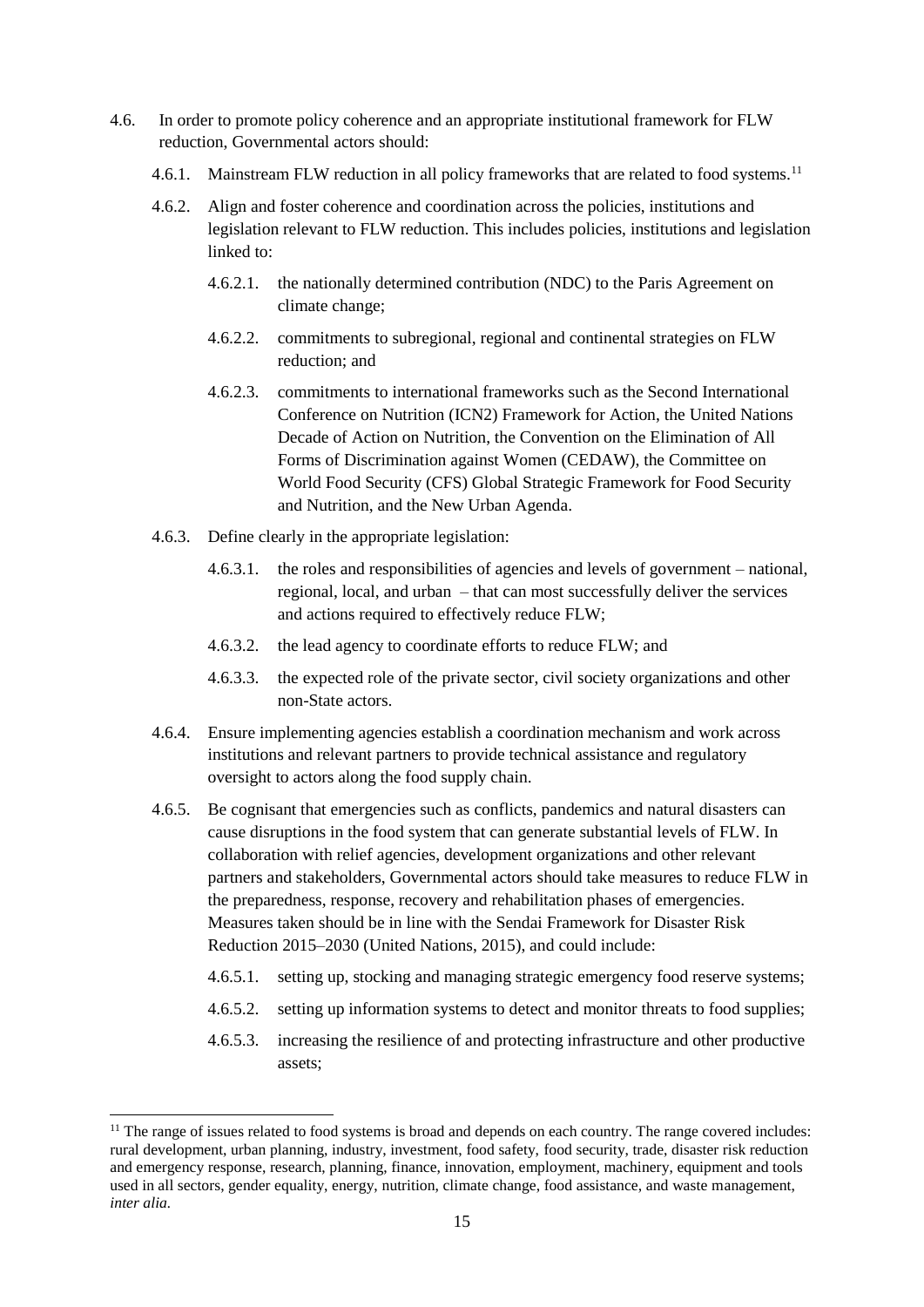4.6. In order to promote policy coherence and an appropriate institutional framework for FLW reduction, Governmental actors should:

4.6.1. Mainstream FLW reduction in all policy frameworks that are related to food systems.[11]

4.6.2. Align and foster coherence and coordination across the policies, institutions and legislation relevant to FLW reduction. This includes policies, institutions and legislation linked to:

4.6.2.1. the nationally determined contribution (NDC) to the Paris Agreement on climate change;

4.6.2.2. commitments to subregional, regional and continental strategies on FLW reduction; and

4.6.2.3. commitments to international frameworks such as the Second International Conference on Nutrition (ICN2) Framework for Action, the United Nations Decade of Action on Nutrition, the Convention on the Elimination of All Forms of Discrimination against Women (CEDAW), the Committee on World Food Security (CFS) Global Strategic Framework for Food Security and Nutrition, and the New Urban Agenda.

4.6.3. Define clearly in the appropriate legislation:

4.6.3.1. the roles and responsibilities of agencies and levels of government – national, regional, local, and urban – that can most successfully deliver the services and actions required to effectively reduce FLW;

4.6.3.2. the lead agency to coordinate efforts to reduce FLW; and

4.6.3.3. the expected role of the private sector, civil society organizations and other non-State actors.

4.6.4. Ensure implementing agencies establish a coordination mechanism and work across institutions and relevant partners to provide technical assistance and regulatory oversight to actors along the food supply chain.

4.6.5. Be cognisant that emergencies such as conflicts, pandemics and natural disasters can cause disruptions in the food system that can generate substantial levels of FLW. In collaboration with relief agencies, development organizations and other relevant partners and stakeholders, Governmental actors should take measures to reduce FLW in the preparedness, response, recovery and rehabilitation phases of emergencies. Measures taken should be in line with the Sendai Framework for Disaster Risk Reduction 2015–2030 (United Nations, 2015), and could include:

4.6.5.1. setting up, stocking and managing strategic emergency food reserve systems;

4.6.5.2. setting up information systems to detect and monitor threats to food supplies;

4.6.5.3. increasing the resilience of and protecting infrastructure and other productive assets;

---

[11] The range of issues related to food systems is broad and depends on each country. The range covered includes: rural development, urban planning, industry, investment, food safety, food security, trade, disaster risk reduction and emergency response, research, planning, finance, innovation, employment, machinery, equipment and tools used in all sectors, gender equality, energy, nutrition, climate change, food assistance, and waste management, *inter alia.*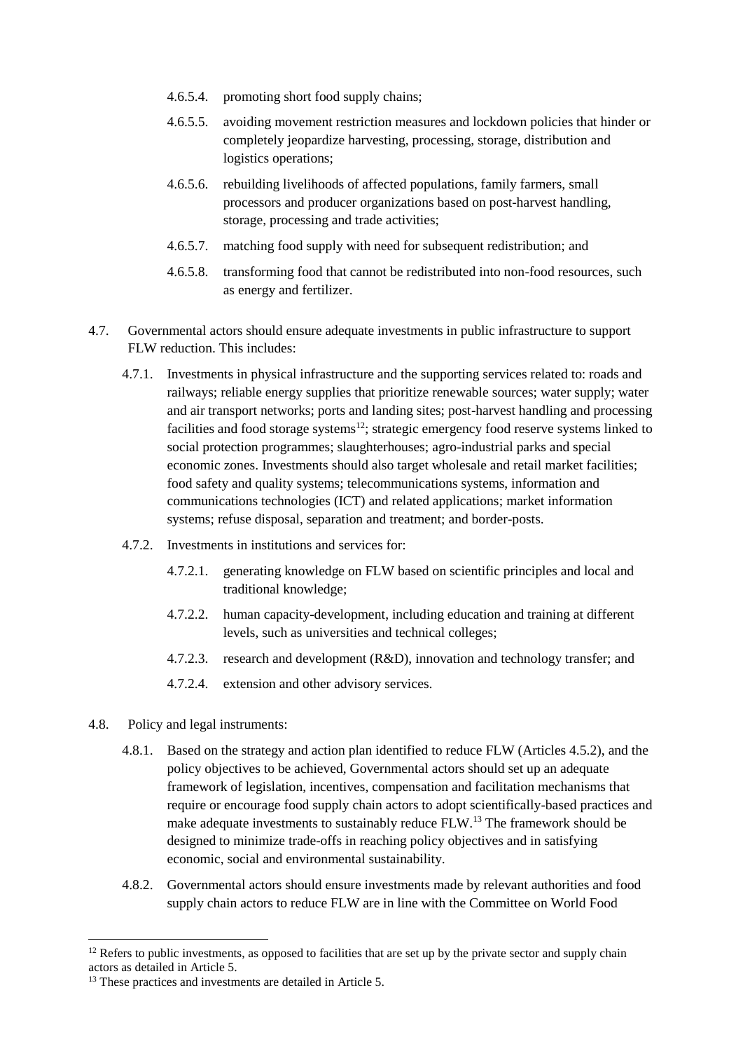- 4.6.5.4. promoting short food supply chains;
- 4.6.5.5. avoiding movement restriction measures and lockdown policies that hinder or completely jeopardize harvesting, processing, storage, distribution and logistics operations;
- 4.6.5.6. rebuilding livelihoods of affected populations, family farmers, small processors and producer organizations based on post-harvest handling, storage, processing and trade activities;
- 4.6.5.7. matching food supply with need for subsequent redistribution; and
- 4.6.5.8. transforming food that cannot be redistributed into non-food resources, such as energy and fertilizer.

4.7. Governmental actors should ensure adequate investments in public infrastructure to support FLW reduction. This includes:

4.7.1. Investments in physical infrastructure and the supporting services related to: roads and railways; reliable energy supplies that prioritize renewable sources; water supply; water and air transport networks; ports and landing sites; post-harvest handling and processing facilities and food storage systems[12]; strategic emergency food reserve systems linked to social protection programmes; slaughterhouses; agro-industrial parks and special economic zones. Investments should also target wholesale and retail market facilities; food safety and quality systems; telecommunications systems, information and communications technologies (ICT) and related applications; market information systems; refuse disposal, separation and treatment; and border-posts.

4.7.2. Investments in institutions and services for:

- 4.7.2.1. generating knowledge on FLW based on scientific principles and local and traditional knowledge;
- 4.7.2.2. human capacity-development, including education and training at different levels, such as universities and technical colleges;
- 4.7.2.3. research and development (R&D), innovation and technology transfer; and
- 4.7.2.4. extension and other advisory services.

4.8. Policy and legal instruments:

4.8.1. Based on the strategy and action plan identified to reduce FLW (Articles 4.5.2), and the policy objectives to be achieved, Governmental actors should set up an adequate framework of legislation, incentives, compensation and facilitation mechanisms that require or encourage food supply chain actors to adopt scientifically-based practices and make adequate investments to sustainably reduce FLW.[13] The framework should be designed to minimize trade-offs in reaching policy objectives and in satisfying economic, social and environmental sustainability.

4.8.2. Governmental actors should ensure investments made by relevant authorities and food supply chain actors to reduce FLW are in line with the Committee on World Food

---

[12] Refers to public investments, as opposed to facilities that are set up by the private sector and supply chain actors as detailed in Article 5.

[13] These practices and investments are detailed in Article 5.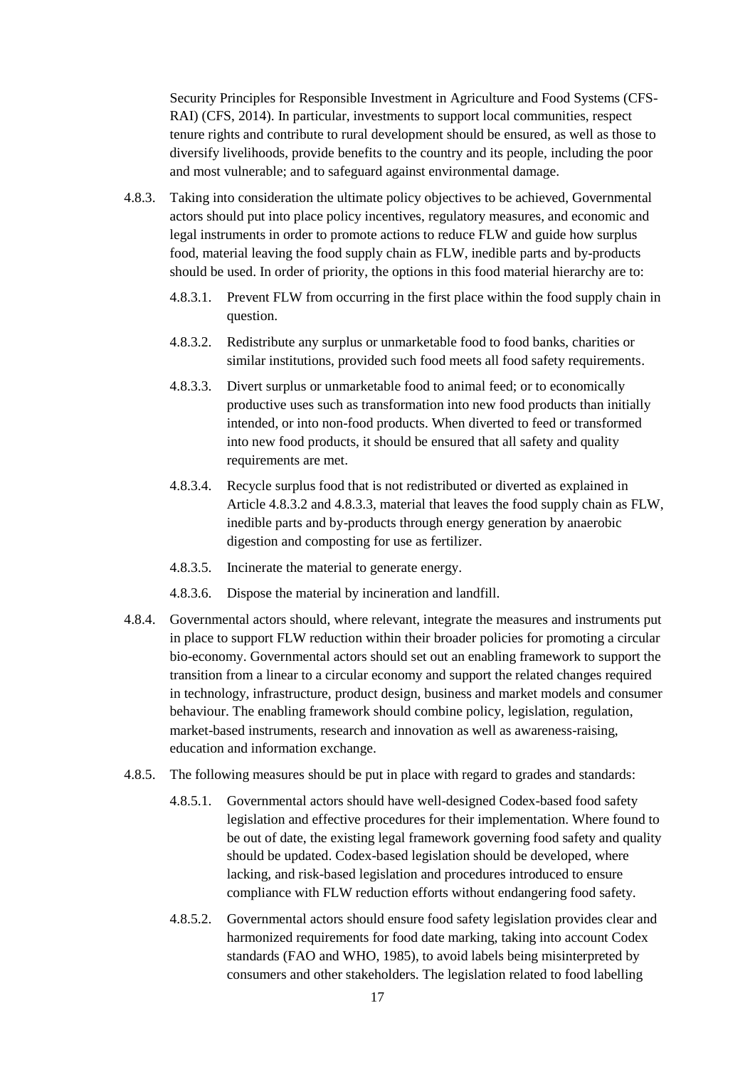Security Principles for Responsible Investment in Agriculture and Food Systems (CFS-RAI) (CFS, 2014). In particular, investments to support local communities, respect tenure rights and contribute to rural development should be ensured, as well as those to diversify livelihoods, provide benefits to the country and its people, including the poor and most vulnerable; and to safeguard against environmental damage.

4.8.3. Taking into consideration the ultimate policy objectives to be achieved, Governmental actors should put into place policy incentives, regulatory measures, and economic and legal instruments in order to promote actions to reduce FLW and guide how surplus food, material leaving the food supply chain as FLW, inedible parts and by-products should be used. In order of priority, the options in this food material hierarchy are to:

- 4.8.3.1. Prevent FLW from occurring in the first place within the food supply chain in question.
- 4.8.3.2. Redistribute any surplus or unmarketable food to food banks, charities or similar institutions, provided such food meets all food safety requirements.
- 4.8.3.3. Divert surplus or unmarketable food to animal feed; or to economically productive uses such as transformation into new food products than initially intended, or into non-food products. When diverted to feed or transformed into new food products, it should be ensured that all safety and quality requirements are met.
- 4.8.3.4. Recycle surplus food that is not redistributed or diverted as explained in Article 4.8.3.2 and 4.8.3.3, material that leaves the food supply chain as FLW, inedible parts and by-products through energy generation by anaerobic digestion and composting for use as fertilizer.
- 4.8.3.5. Incinerate the material to generate energy.
- 4.8.3.6. Dispose the material by incineration and landfill.

4.8.4. Governmental actors should, where relevant, integrate the measures and instruments put in place to support FLW reduction within their broader policies for promoting a circular bio-economy. Governmental actors should set out an enabling framework to support the transition from a linear to a circular economy and support the related changes required in technology, infrastructure, product design, business and market models and consumer behaviour. The enabling framework should combine policy, legislation, regulation, market-based instruments, research and innovation as well as awareness-raising, education and information exchange.

4.8.5. The following measures should be put in place with regard to grades and standards:

- 4.8.5.1. Governmental actors should have well-designed Codex-based food safety legislation and effective procedures for their implementation. Where found to be out of date, the existing legal framework governing food safety and quality should be updated. Codex-based legislation should be developed, where lacking, and risk-based legislation and procedures introduced to ensure compliance with FLW reduction efforts without endangering food safety.
- 4.8.5.2. Governmental actors should ensure food safety legislation provides clear and harmonized requirements for food date marking, taking into account Codex standards (FAO and WHO, 1985), to avoid labels being misinterpreted by consumers and other stakeholders. The legislation related to food labelling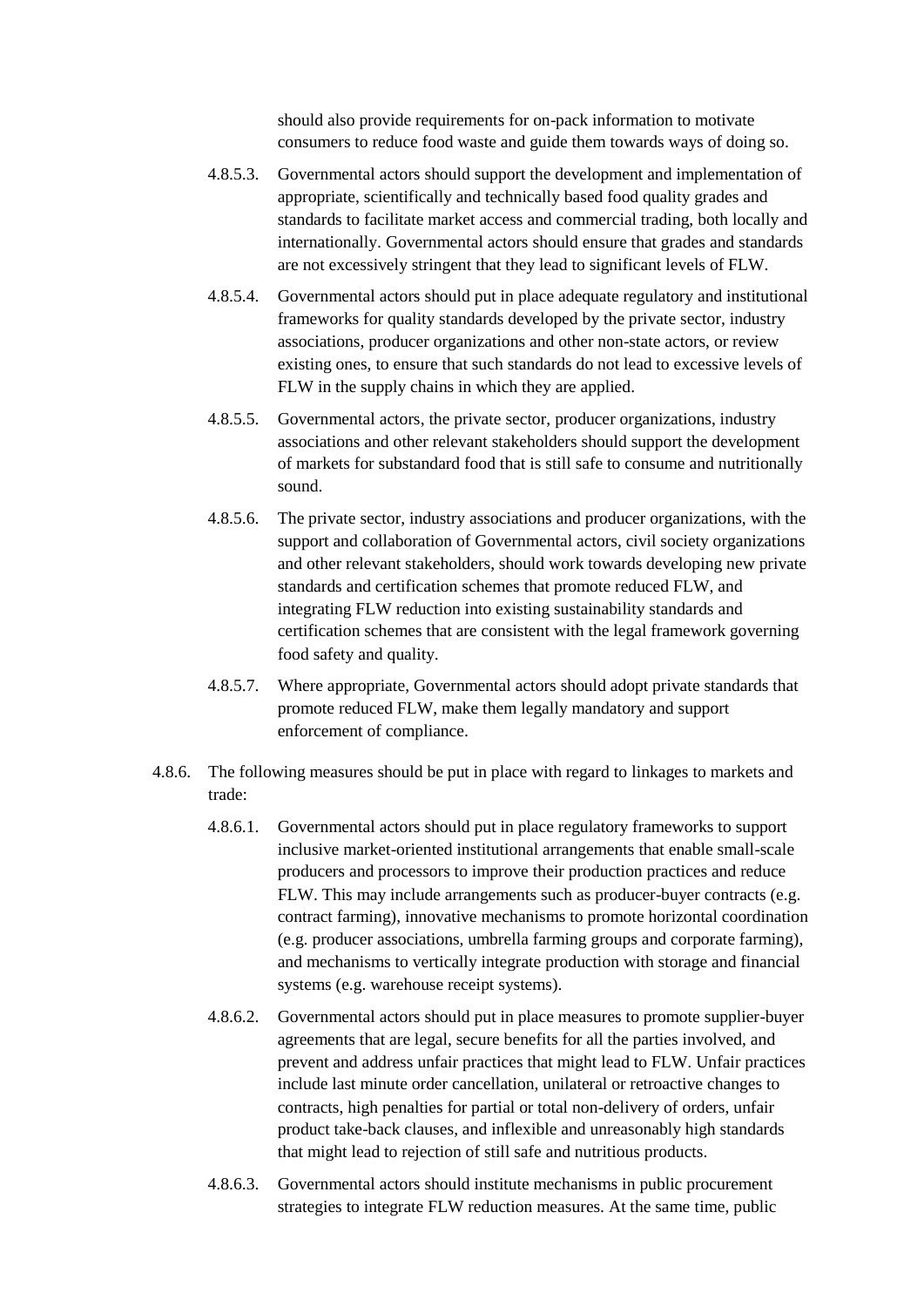should also provide requirements for on-pack information to motivate consumers to reduce food waste and guide them towards ways of doing so.

4.8.5.3. Governmental actors should support the development and implementation of appropriate, scientifically and technically based food quality grades and standards to facilitate market access and commercial trading, both locally and internationally. Governmental actors should ensure that grades and standards are not excessively stringent that they lead to significant levels of FLW.

4.8.5.4. Governmental actors should put in place adequate regulatory and institutional frameworks for quality standards developed by the private sector, industry associations, producer organizations and other non-state actors, or review existing ones, to ensure that such standards do not lead to excessive levels of FLW in the supply chains in which they are applied.

4.8.5.5. Governmental actors, the private sector, producer organizations, industry associations and other relevant stakeholders should support the development of markets for substandard food that is still safe to consume and nutritionally sound.

4.8.5.6. The private sector, industry associations and producer organizations, with the support and collaboration of Governmental actors, civil society organizations and other relevant stakeholders, should work towards developing new private standards and certification schemes that promote reduced FLW, and integrating FLW reduction into existing sustainability standards and certification schemes that are consistent with the legal framework governing food safety and quality.

4.8.5.7. Where appropriate, Governmental actors should adopt private standards that promote reduced FLW, make them legally mandatory and support enforcement of compliance.

4.8.6. The following measures should be put in place with regard to linkages to markets and trade:

4.8.6.1. Governmental actors should put in place regulatory frameworks to support inclusive market-oriented institutional arrangements that enable small-scale producers and processors to improve their production practices and reduce FLW. This may include arrangements such as producer-buyer contracts (e.g. contract farming), innovative mechanisms to promote horizontal coordination (e.g. producer associations, umbrella farming groups and corporate farming), and mechanisms to vertically integrate production with storage and financial systems (e.g. warehouse receipt systems).

4.8.6.2. Governmental actors should put in place measures to promote supplier-buyer agreements that are legal, secure benefits for all the parties involved, and prevent and address unfair practices that might lead to FLW. Unfair practices include last minute order cancellation, unilateral or retroactive changes to contracts, high penalties for partial or total non-delivery of orders, unfair product take-back clauses, and inflexible and unreasonably high standards that might lead to rejection of still safe and nutritious products.

4.8.6.3. Governmental actors should institute mechanisms in public procurement strategies to integrate FLW reduction measures. At the same time, public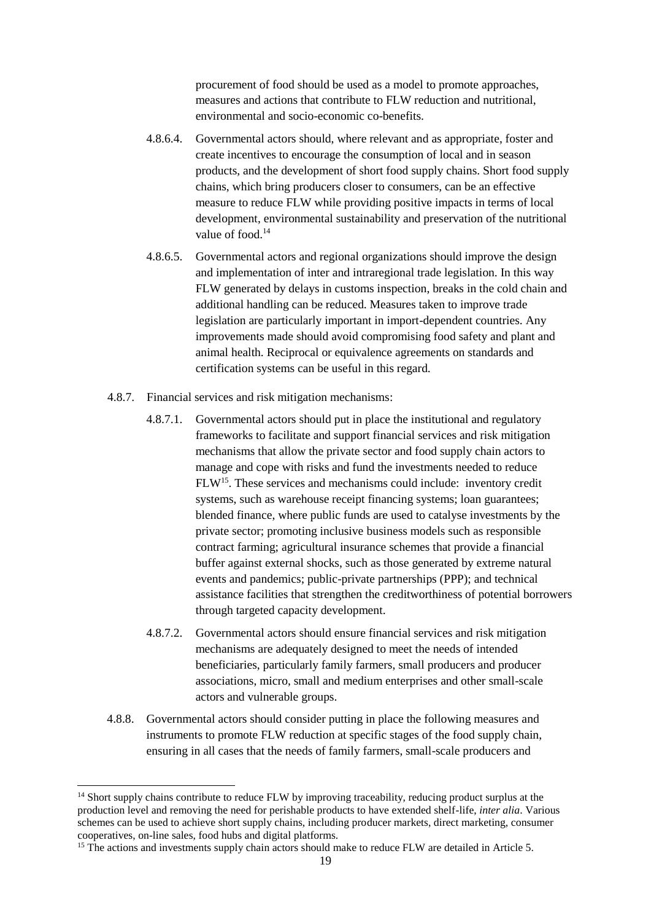procurement of food should be used as a model to promote approaches, measures and actions that contribute to FLW reduction and nutritional, environmental and socio-economic co-benefits.

4.8.6.4. Governmental actors should, where relevant and as appropriate, foster and create incentives to encourage the consumption of local and in season products, and the development of short food supply chains. Short food supply chains, which bring producers closer to consumers, can be an effective measure to reduce FLW while providing positive impacts in terms of local development, environmental sustainability and preservation of the nutritional value of food.[14]

4.8.6.5. Governmental actors and regional organizations should improve the design and implementation of inter and intraregional trade legislation. In this way FLW generated by delays in customs inspection, breaks in the cold chain and additional handling can be reduced. Measures taken to improve trade legislation are particularly important in import-dependent countries. Any improvements made should avoid compromising food safety and plant and animal health. Reciprocal or equivalence agreements on standards and certification systems can be useful in this regard.

4.8.7. Financial services and risk mitigation mechanisms:

4.8.7.1. Governmental actors should put in place the institutional and regulatory frameworks to facilitate and support financial services and risk mitigation mechanisms that allow the private sector and food supply chain actors to manage and cope with risks and fund the investments needed to reduce FLW[15]. These services and mechanisms could include: inventory credit systems, such as warehouse receipt financing systems; loan guarantees; blended finance, where public funds are used to catalyse investments by the private sector; promoting inclusive business models such as responsible contract farming; agricultural insurance schemes that provide a financial buffer against external shocks, such as those generated by extreme natural events and pandemics; public-private partnerships (PPP); and technical assistance facilities that strengthen the creditworthiness of potential borrowers through targeted capacity development.

4.8.7.2. Governmental actors should ensure financial services and risk mitigation mechanisms are adequately designed to meet the needs of intended beneficiaries, particularly family farmers, small producers and producer associations, micro, small and medium enterprises and other small-scale actors and vulnerable groups.

4.8.8. Governmental actors should consider putting in place the following measures and instruments to promote FLW reduction at specific stages of the food supply chain, ensuring in all cases that the needs of family farmers, small-scale producers and

[14] Short supply chains contribute to reduce FLW by improving traceability, reducing product surplus at the production level and removing the need for perishable products to have extended shelf-life, *inter alia*. Various schemes can be used to achieve short supply chains, including producer markets, direct marketing, consumer cooperatives, on-line sales, food hubs and digital platforms.

[15] The actions and investments supply chain actors should make to reduce FLW are detailed in Article 5.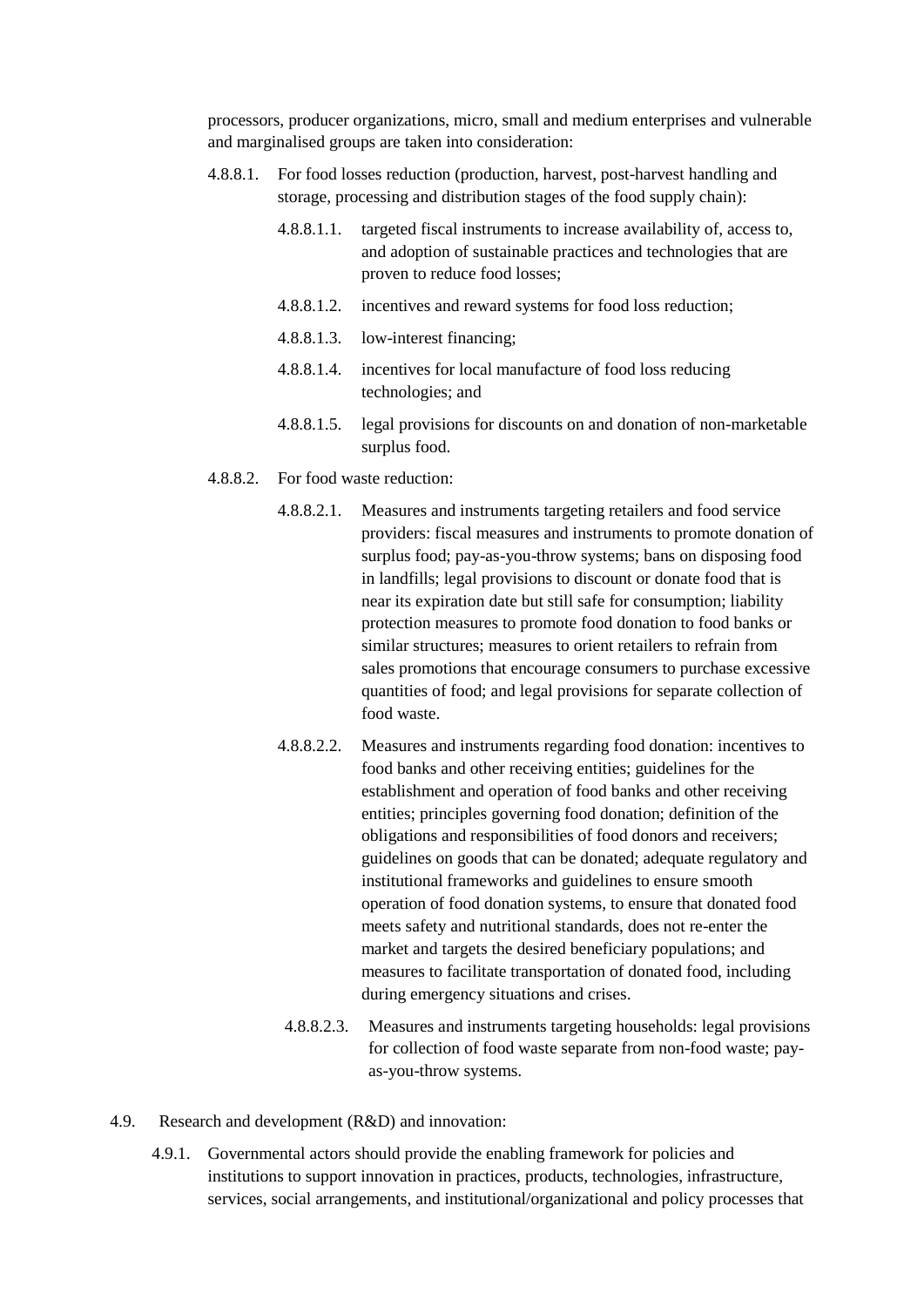processors, producer organizations, micro, small and medium enterprises and vulnerable and marginalised groups are taken into consideration:

4.8.8.1. For food losses reduction (production, harvest, post-harvest handling and storage, processing and distribution stages of the food supply chain):

4.8.8.1.1. targeted fiscal instruments to increase availability of, access to, and adoption of sustainable practices and technologies that are proven to reduce food losses;

4.8.8.1.2. incentives and reward systems for food loss reduction;

4.8.8.1.3. low-interest financing;

4.8.8.1.4. incentives for local manufacture of food loss reducing technologies; and

4.8.8.1.5. legal provisions for discounts on and donation of non-marketable surplus food.

4.8.8.2. For food waste reduction:

4.8.8.2.1. Measures and instruments targeting retailers and food service providers: fiscal measures and instruments to promote donation of surplus food; pay-as-you-throw systems; bans on disposing food in landfills; legal provisions to discount or donate food that is near its expiration date but still safe for consumption; liability protection measures to promote food donation to food banks or similar structures; measures to orient retailers to refrain from sales promotions that encourage consumers to purchase excessive quantities of food; and legal provisions for separate collection of food waste.

4.8.8.2.2. Measures and instruments regarding food donation: incentives to food banks and other receiving entities; guidelines for the establishment and operation of food banks and other receiving entities; principles governing food donation; definition of the obligations and responsibilities of food donors and receivers; guidelines on goods that can be donated; adequate regulatory and institutional frameworks and guidelines to ensure smooth operation of food donation systems, to ensure that donated food meets safety and nutritional standards, does not re-enter the market and targets the desired beneficiary populations; and measures to facilitate transportation of donated food, including during emergency situations and crises.

4.8.8.2.3. Measures and instruments targeting households: legal provisions for collection of food waste separate from non-food waste; pay-as-you-throw systems.

4.9. Research and development (R&D) and innovation:

4.9.1. Governmental actors should provide the enabling framework for policies and institutions to support innovation in practices, products, technologies, infrastructure, services, social arrangements, and institutional/organizational and policy processes that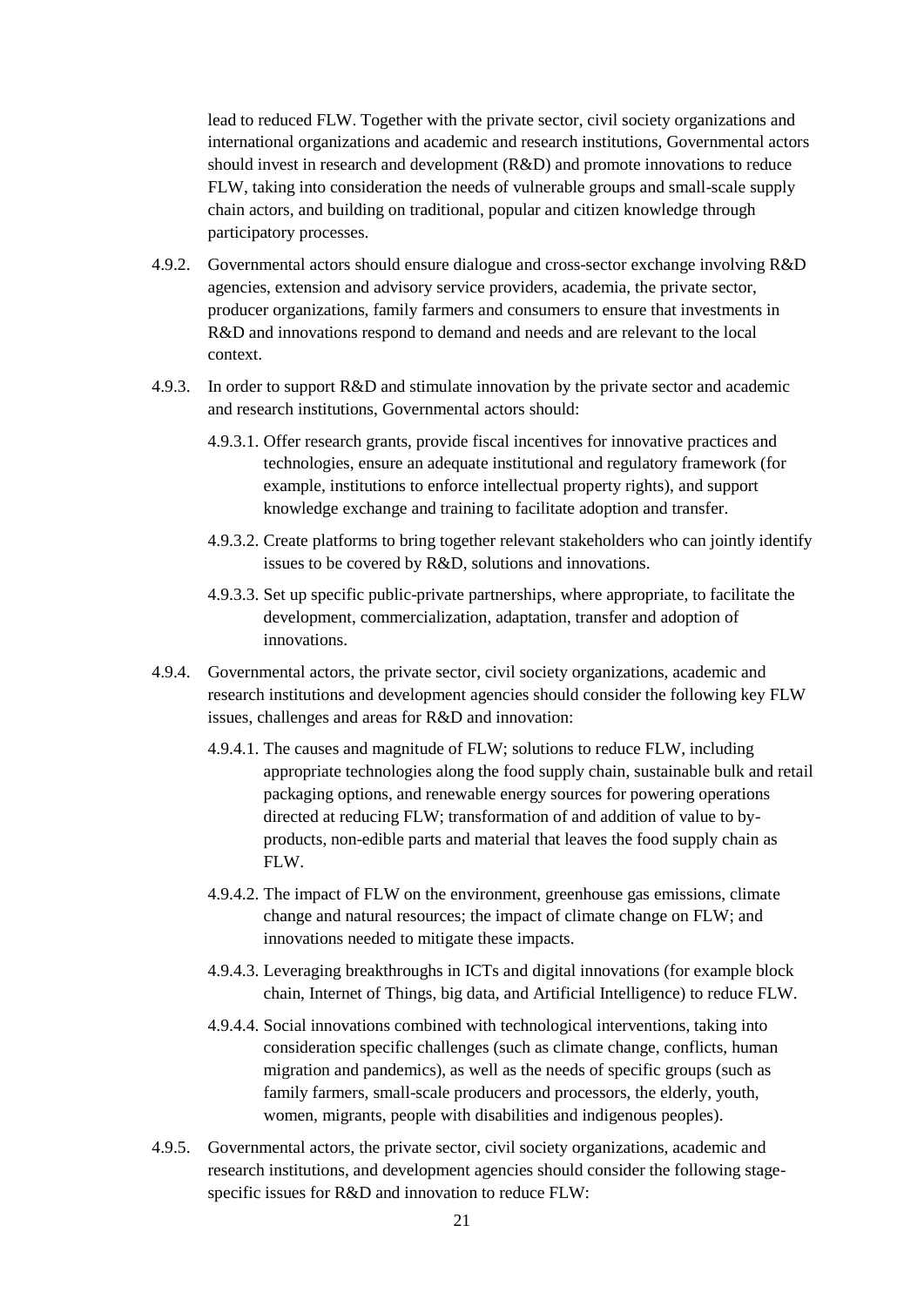lead to reduced FLW. Together with the private sector, civil society organizations and international organizations and academic and research institutions, Governmental actors should invest in research and development (R&D) and promote innovations to reduce FLW, taking into consideration the needs of vulnerable groups and small-scale supply chain actors, and building on traditional, popular and citizen knowledge through participatory processes.

4.9.2. Governmental actors should ensure dialogue and cross-sector exchange involving R&D agencies, extension and advisory service providers, academia, the private sector, producer organizations, family farmers and consumers to ensure that investments in R&D and innovations respond to demand and needs and are relevant to the local context.

4.9.3. In order to support R&D and stimulate innovation by the private sector and academic and research institutions, Governmental actors should:

4.9.3.1. Offer research grants, provide fiscal incentives for innovative practices and technologies, ensure an adequate institutional and regulatory framework (for example, institutions to enforce intellectual property rights), and support knowledge exchange and training to facilitate adoption and transfer.

4.9.3.2. Create platforms to bring together relevant stakeholders who can jointly identify issues to be covered by R&D, solutions and innovations.

4.9.3.3. Set up specific public-private partnerships, where appropriate, to facilitate the development, commercialization, adaptation, transfer and adoption of innovations.

4.9.4. Governmental actors, the private sector, civil society organizations, academic and research institutions and development agencies should consider the following key FLW issues, challenges and areas for R&D and innovation:

4.9.4.1. The causes and magnitude of FLW; solutions to reduce FLW, including appropriate technologies along the food supply chain, sustainable bulk and retail packaging options, and renewable energy sources for powering operations directed at reducing FLW; transformation of and addition of value to by-products, non-edible parts and material that leaves the food supply chain as FLW.

4.9.4.2. The impact of FLW on the environment, greenhouse gas emissions, climate change and natural resources; the impact of climate change on FLW; and innovations needed to mitigate these impacts.

4.9.4.3. Leveraging breakthroughs in ICTs and digital innovations (for example block chain, Internet of Things, big data, and Artificial Intelligence) to reduce FLW.

4.9.4.4. Social innovations combined with technological interventions, taking into consideration specific challenges (such as climate change, conflicts, human migration and pandemics), as well as the needs of specific groups (such as family farmers, small-scale producers and processors, the elderly, youth, women, migrants, people with disabilities and indigenous peoples).

4.9.5. Governmental actors, the private sector, civil society organizations, academic and research institutions, and development agencies should consider the following stage-specific issues for R&D and innovation to reduce FLW: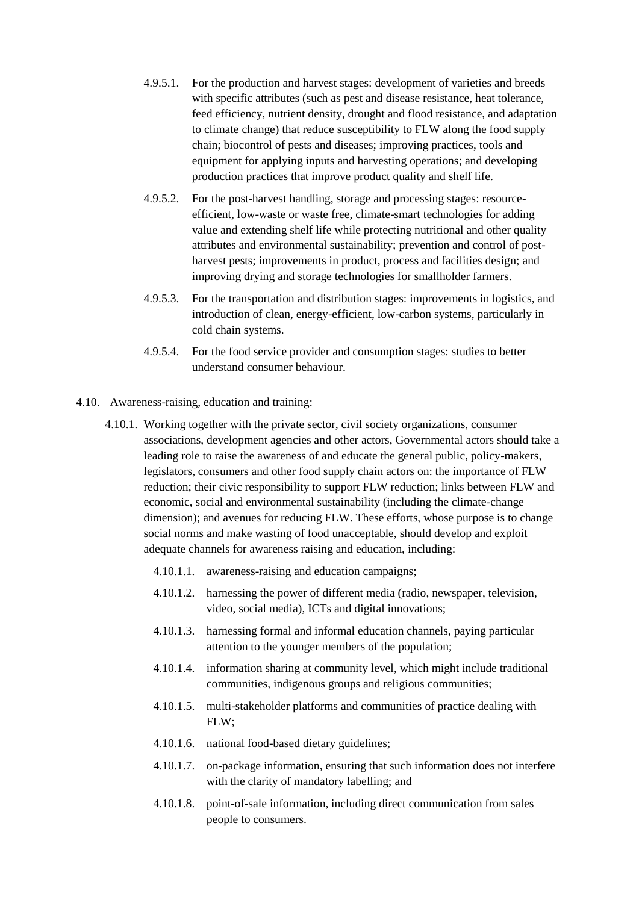4.9.5.1. For the production and harvest stages: development of varieties and breeds with specific attributes (such as pest and disease resistance, heat tolerance, feed efficiency, nutrient density, drought and flood resistance, and adaptation to climate change) that reduce susceptibility to FLW along the food supply chain; biocontrol of pests and diseases; improving practices, tools and equipment for applying inputs and harvesting operations; and developing production practices that improve product quality and shelf life.

4.9.5.2. For the post-harvest handling, storage and processing stages: resource-efficient, low-waste or waste free, climate-smart technologies for adding value and extending shelf life while protecting nutritional and other quality attributes and environmental sustainability; prevention and control of post-harvest pests; improvements in product, process and facilities design; and improving drying and storage technologies for smallholder farmers.

4.9.5.3. For the transportation and distribution stages: improvements in logistics, and introduction of clean, energy-efficient, low-carbon systems, particularly in cold chain systems.

4.9.5.4. For the food service provider and consumption stages: studies to better understand consumer behaviour.

4.10. Awareness-raising, education and training:

4.10.1. Working together with the private sector, civil society organizations, consumer associations, development agencies and other actors, Governmental actors should take a leading role to raise the awareness of and educate the general public, policy-makers, legislators, consumers and other food supply chain actors on: the importance of FLW reduction; their civic responsibility to support FLW reduction; links between FLW and economic, social and environmental sustainability (including the climate-change dimension); and avenues for reducing FLW. These efforts, whose purpose is to change social norms and make wasting of food unacceptable, should develop and exploit adequate channels for awareness raising and education, including:

4.10.1.1. awareness-raising and education campaigns;

4.10.1.2. harnessing the power of different media (radio, newspaper, television, video, social media), ICTs and digital innovations;

4.10.1.3. harnessing formal and informal education channels, paying particular attention to the younger members of the population;

4.10.1.4. information sharing at community level, which might include traditional communities, indigenous groups and religious communities;

4.10.1.5. multi-stakeholder platforms and communities of practice dealing with FLW;

4.10.1.6. national food-based dietary guidelines;

4.10.1.7. on-package information, ensuring that such information does not interfere with the clarity of mandatory labelling; and

4.10.1.8. point-of-sale information, including direct communication from sales people to consumers.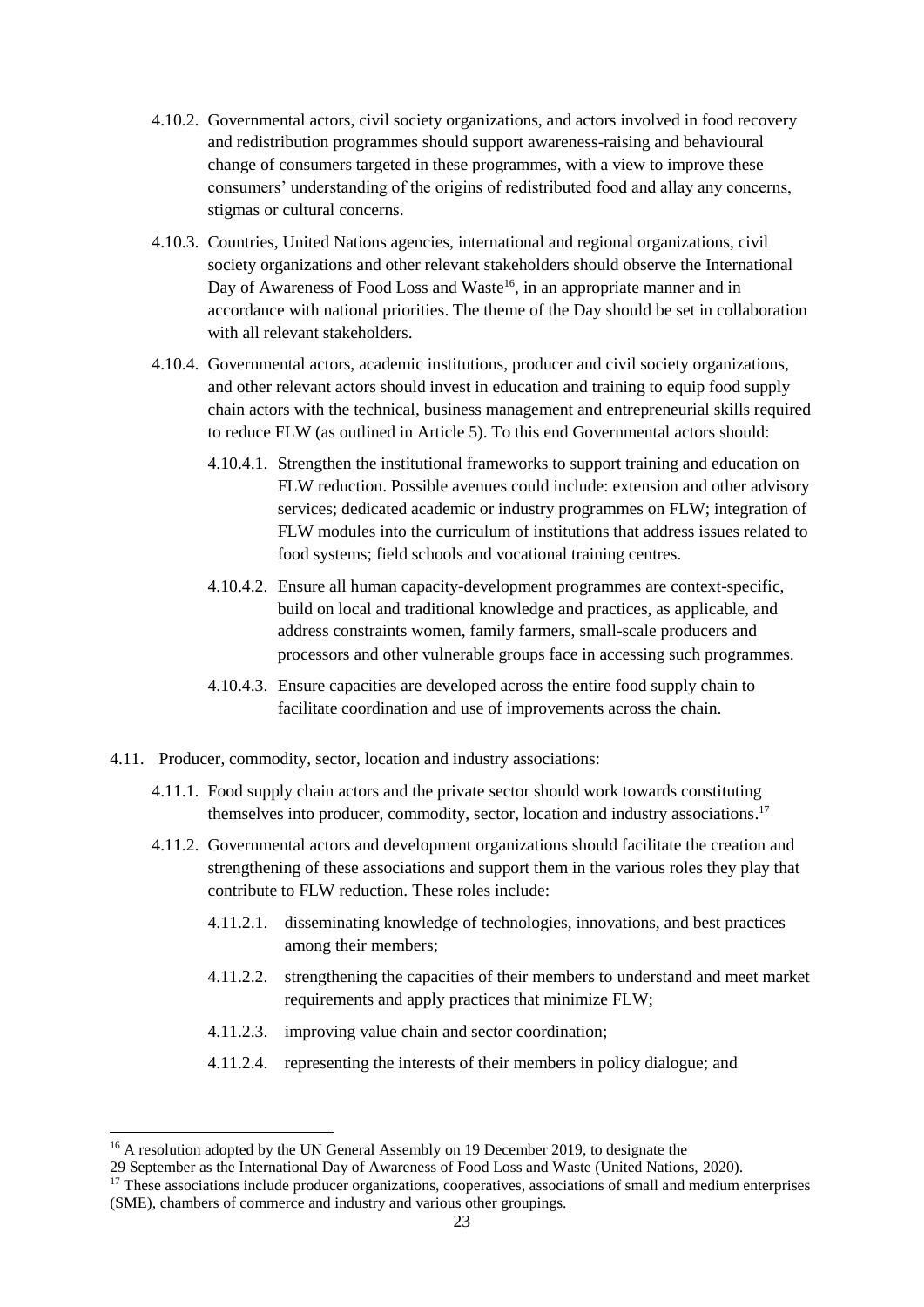4.10.2. Governmental actors, civil society organizations, and actors involved in food recovery and redistribution programmes should support awareness-raising and behavioural change of consumers targeted in these programmes, with a view to improve these consumers' understanding of the origins of redistributed food and allay any concerns, stigmas or cultural concerns.

4.10.3. Countries, United Nations agencies, international and regional organizations, civil society organizations and other relevant stakeholders should observe the International Day of Awareness of Food Loss and Waste[16], in an appropriate manner and in accordance with national priorities. The theme of the Day should be set in collaboration with all relevant stakeholders.

4.10.4. Governmental actors, academic institutions, producer and civil society organizations, and other relevant actors should invest in education and training to equip food supply chain actors with the technical, business management and entrepreneurial skills required to reduce FLW (as outlined in Article 5). To this end Governmental actors should:

4.10.4.1. Strengthen the institutional frameworks to support training and education on FLW reduction. Possible avenues could include: extension and other advisory services; dedicated academic or industry programmes on FLW; integration of FLW modules into the curriculum of institutions that address issues related to food systems; field schools and vocational training centres.

4.10.4.2. Ensure all human capacity-development programmes are context-specific, build on local and traditional knowledge and practices, as applicable, and address constraints women, family farmers, small-scale producers and processors and other vulnerable groups face in accessing such programmes.

4.10.4.3. Ensure capacities are developed across the entire food supply chain to facilitate coordination and use of improvements across the chain.

4.11. Producer, commodity, sector, location and industry associations:

4.11.1. Food supply chain actors and the private sector should work towards constituting themselves into producer, commodity, sector, location and industry associations.[17]

4.11.2. Governmental actors and development organizations should facilitate the creation and strengthening of these associations and support them in the various roles they play that contribute to FLW reduction. These roles include:

4.11.2.1. disseminating knowledge of technologies, innovations, and best practices among their members;

4.11.2.2. strengthening the capacities of their members to understand and meet market requirements and apply practices that minimize FLW;

4.11.2.3. improving value chain and sector coordination;

4.11.2.4. representing the interests of their members in policy dialogue; and

---

[16] A resolution adopted by the UN General Assembly on 19 December 2019, to designate the 29 September as the International Day of Awareness of Food Loss and Waste (United Nations, 2020).

[17] These associations include producer organizations, cooperatives, associations of small and medium enterprises (SME), chambers of commerce and industry and various other groupings.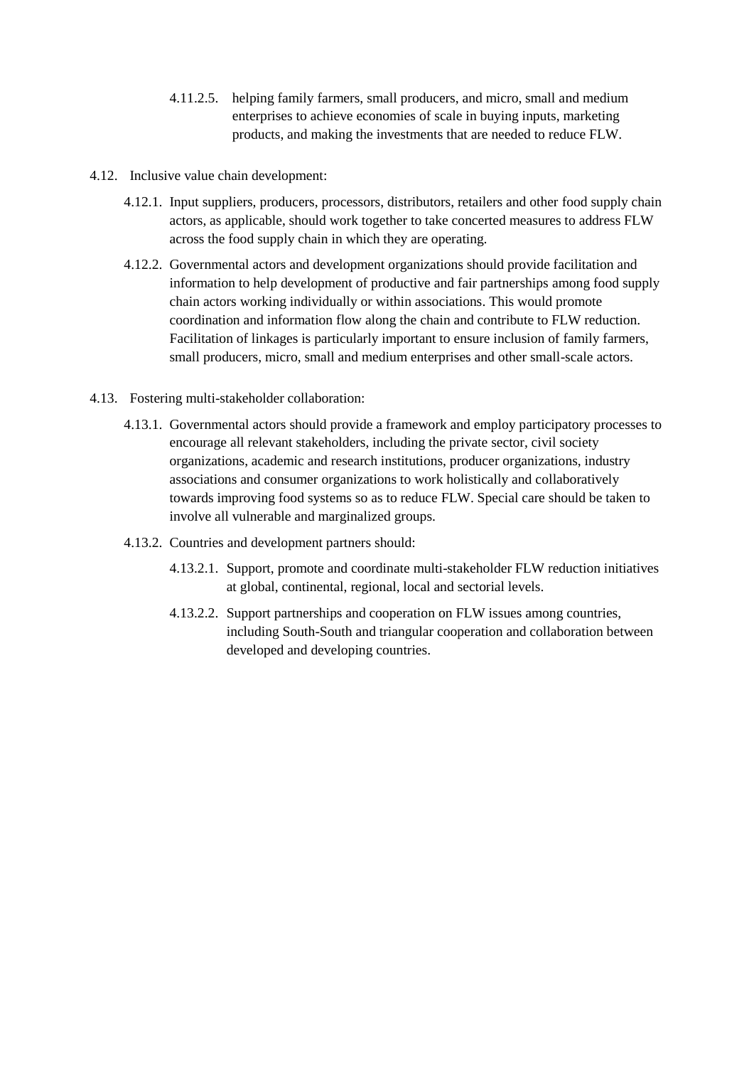4.11.2.5. helping family farmers, small producers, and micro, small and medium enterprises to achieve economies of scale in buying inputs, marketing products, and making the investments that are needed to reduce FLW.

4.12. Inclusive value chain development:

4.12.1. Input suppliers, producers, processors, distributors, retailers and other food supply chain actors, as applicable, should work together to take concerted measures to address FLW across the food supply chain in which they are operating.

4.12.2. Governmental actors and development organizations should provide facilitation and information to help development of productive and fair partnerships among food supply chain actors working individually or within associations. This would promote coordination and information flow along the chain and contribute to FLW reduction. Facilitation of linkages is particularly important to ensure inclusion of family farmers, small producers, micro, small and medium enterprises and other small-scale actors.

4.13. Fostering multi-stakeholder collaboration:

4.13.1. Governmental actors should provide a framework and employ participatory processes to encourage all relevant stakeholders, including the private sector, civil society organizations, academic and research institutions, producer organizations, industry associations and consumer organizations to work holistically and collaboratively towards improving food systems so as to reduce FLW. Special care should be taken to involve all vulnerable and marginalized groups.

4.13.2. Countries and development partners should:

4.13.2.1. Support, promote and coordinate multi-stakeholder FLW reduction initiatives at global, continental, regional, local and sectorial levels.

4.13.2.2. Support partnerships and cooperation on FLW issues among countries, including South-South and triangular cooperation and collaboration between developed and developing countries.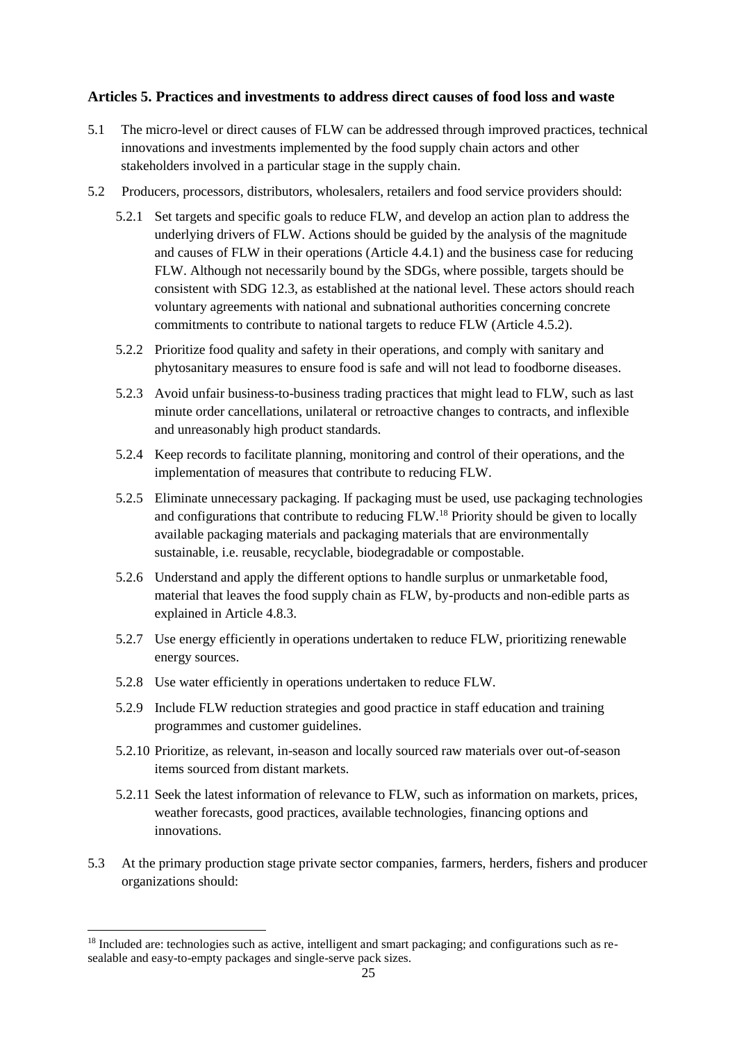### Articles 5. Practices and investments to address direct causes of food loss and waste

5.1 The micro-level or direct causes of FLW can be addressed through improved practices, technical innovations and investments implemented by the food supply chain actors and other stakeholders involved in a particular stage in the supply chain.

5.2 Producers, processors, distributors, wholesalers, retailers and food service providers should:

5.2.1 Set targets and specific goals to reduce FLW, and develop an action plan to address the underlying drivers of FLW. Actions should be guided by the analysis of the magnitude and causes of FLW in their operations (Article 4.4.1) and the business case for reducing FLW. Although not necessarily bound by the SDGs, where possible, targets should be consistent with SDG 12.3, as established at the national level. These actors should reach voluntary agreements with national and subnational authorities concerning concrete commitments to contribute to national targets to reduce FLW (Article 4.5.2).

5.2.2 Prioritize food quality and safety in their operations, and comply with sanitary and phytosanitary measures to ensure food is safe and will not lead to foodborne diseases.

5.2.3 Avoid unfair business-to-business trading practices that might lead to FLW, such as last minute order cancellations, unilateral or retroactive changes to contracts, and inflexible and unreasonably high product standards.

5.2.4 Keep records to facilitate planning, monitoring and control of their operations, and the implementation of measures that contribute to reducing FLW.

5.2.5 Eliminate unnecessary packaging. If packaging must be used, use packaging technologies and configurations that contribute to reducing FLW.[18] Priority should be given to locally available packaging materials and packaging materials that are environmentally sustainable, i.e. reusable, recyclable, biodegradable or compostable.

5.2.6 Understand and apply the different options to handle surplus or unmarketable food, material that leaves the food supply chain as FLW, by-products and non-edible parts as explained in Article 4.8.3.

5.2.7 Use energy efficiently in operations undertaken to reduce FLW, prioritizing renewable energy sources.

5.2.8 Use water efficiently in operations undertaken to reduce FLW.

5.2.9 Include FLW reduction strategies and good practice in staff education and training programmes and customer guidelines.

5.2.10 Prioritize, as relevant, in-season and locally sourced raw materials over out-of-season items sourced from distant markets.

5.2.11 Seek the latest information of relevance to FLW, such as information on markets, prices, weather forecasts, good practices, available technologies, financing options and innovations.

5.3 At the primary production stage private sector companies, farmers, herders, fishers and producer organizations should:

[18] Included are: technologies such as active, intelligent and smart packaging; and configurations such as re-sealable and easy-to-empty packages and single-serve pack sizes.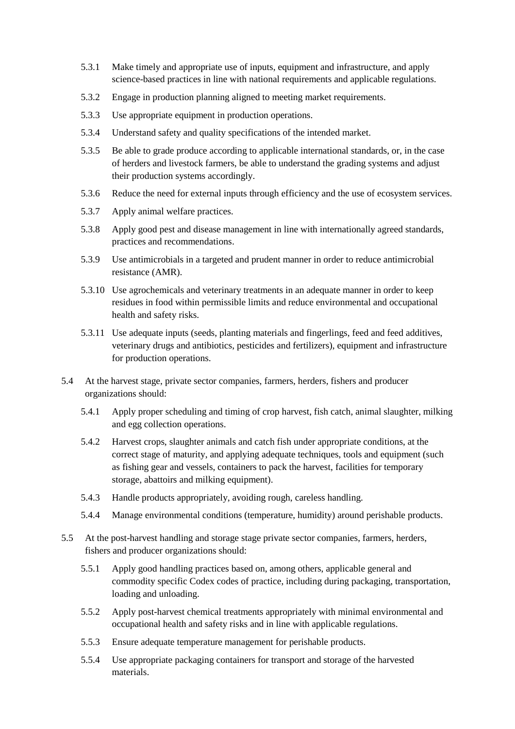5.3.1 Make timely and appropriate use of inputs, equipment and infrastructure, and apply science-based practices in line with national requirements and applicable regulations.

5.3.2 Engage in production planning aligned to meeting market requirements.

5.3.3 Use appropriate equipment in production operations.

5.3.4 Understand safety and quality specifications of the intended market.

5.3.5 Be able to grade produce according to applicable international standards, or, in the case of herders and livestock farmers, be able to understand the grading systems and adjust their production systems accordingly.

5.3.6 Reduce the need for external inputs through efficiency and the use of ecosystem services.

5.3.7 Apply animal welfare practices.

5.3.8 Apply good pest and disease management in line with internationally agreed standards, practices and recommendations.

5.3.9 Use antimicrobials in a targeted and prudent manner in order to reduce antimicrobial resistance (AMR).

5.3.10 Use agrochemicals and veterinary treatments in an adequate manner in order to keep residues in food within permissible limits and reduce environmental and occupational health and safety risks.

5.3.11 Use adequate inputs (seeds, planting materials and fingerlings, feed and feed additives, veterinary drugs and antibiotics, pesticides and fertilizers), equipment and infrastructure for production operations.

5.4 At the harvest stage, private sector companies, farmers, herders, fishers and producer organizations should:

5.4.1 Apply proper scheduling and timing of crop harvest, fish catch, animal slaughter, milking and egg collection operations.

5.4.2 Harvest crops, slaughter animals and catch fish under appropriate conditions, at the correct stage of maturity, and applying adequate techniques, tools and equipment (such as fishing gear and vessels, containers to pack the harvest, facilities for temporary storage, abattoirs and milking equipment).

5.4.3 Handle products appropriately, avoiding rough, careless handling.

5.4.4 Manage environmental conditions (temperature, humidity) around perishable products.

5.5 At the post-harvest handling and storage stage private sector companies, farmers, herders, fishers and producer organizations should:

5.5.1 Apply good handling practices based on, among others, applicable general and commodity specific Codex codes of practice, including during packaging, transportation, loading and unloading.

5.5.2 Apply post-harvest chemical treatments appropriately with minimal environmental and occupational health and safety risks and in line with applicable regulations.

5.5.3 Ensure adequate temperature management for perishable products.

5.5.4 Use appropriate packaging containers for transport and storage of the harvested materials.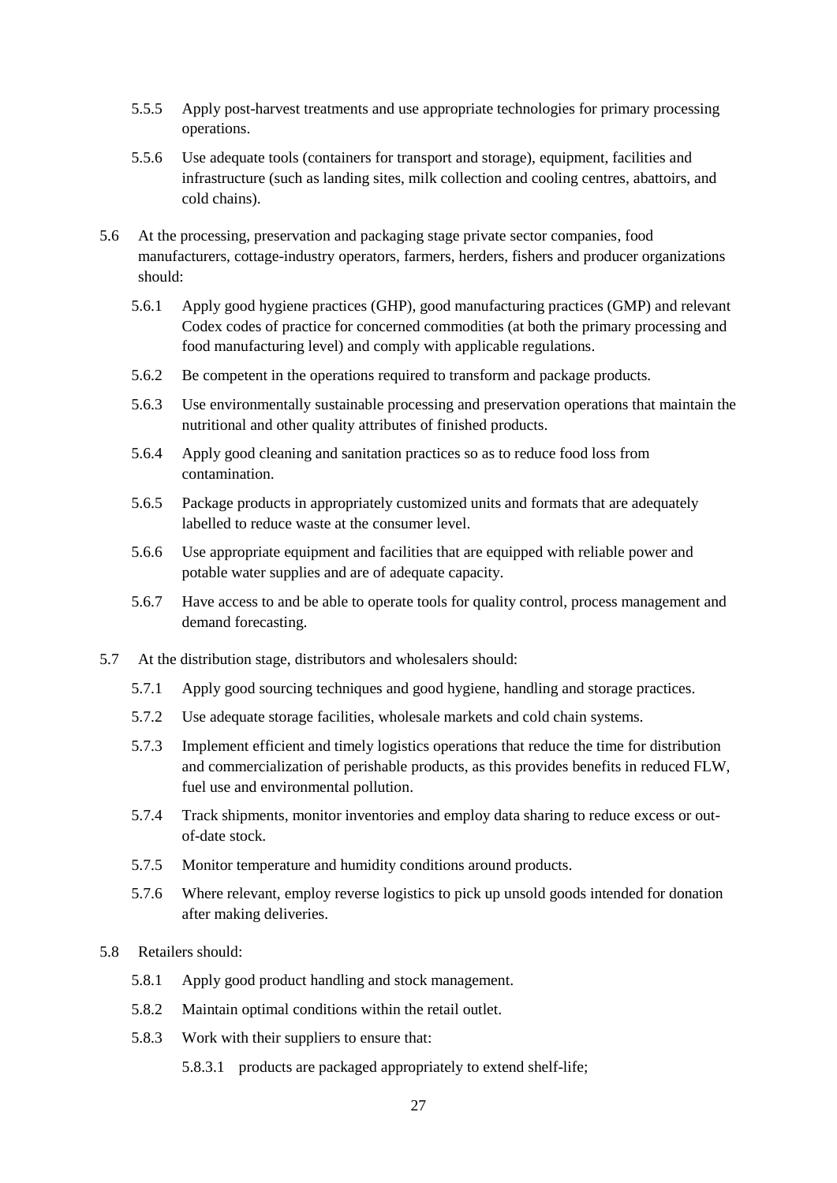5.5.5 Apply post-harvest treatments and use appropriate technologies for primary processing operations.

5.5.6 Use adequate tools (containers for transport and storage), equipment, facilities and infrastructure (such as landing sites, milk collection and cooling centres, abattoirs, and cold chains).

5.6 At the processing, preservation and packaging stage private sector companies, food manufacturers, cottage-industry operators, farmers, herders, fishers and producer organizations should:

5.6.1 Apply good hygiene practices (GHP), good manufacturing practices (GMP) and relevant Codex codes of practice for concerned commodities (at both the primary processing and food manufacturing level) and comply with applicable regulations.

5.6.2 Be competent in the operations required to transform and package products.

5.6.3 Use environmentally sustainable processing and preservation operations that maintain the nutritional and other quality attributes of finished products.

5.6.4 Apply good cleaning and sanitation practices so as to reduce food loss from contamination.

5.6.5 Package products in appropriately customized units and formats that are adequately labelled to reduce waste at the consumer level.

5.6.6 Use appropriate equipment and facilities that are equipped with reliable power and potable water supplies and are of adequate capacity.

5.6.7 Have access to and be able to operate tools for quality control, process management and demand forecasting.

5.7 At the distribution stage, distributors and wholesalers should:

5.7.1 Apply good sourcing techniques and good hygiene, handling and storage practices.

5.7.2 Use adequate storage facilities, wholesale markets and cold chain systems.

5.7.3 Implement efficient and timely logistics operations that reduce the time for distribution and commercialization of perishable products, as this provides benefits in reduced FLW, fuel use and environmental pollution.

5.7.4 Track shipments, monitor inventories and employ data sharing to reduce excess or out-of-date stock.

5.7.5 Monitor temperature and humidity conditions around products.

5.7.6 Where relevant, employ reverse logistics to pick up unsold goods intended for donation after making deliveries.

5.8 Retailers should:

5.8.1 Apply good product handling and stock management.

5.8.2 Maintain optimal conditions within the retail outlet.

5.8.3 Work with their suppliers to ensure that:

5.8.3.1 products are packaged appropriately to extend shelf-life;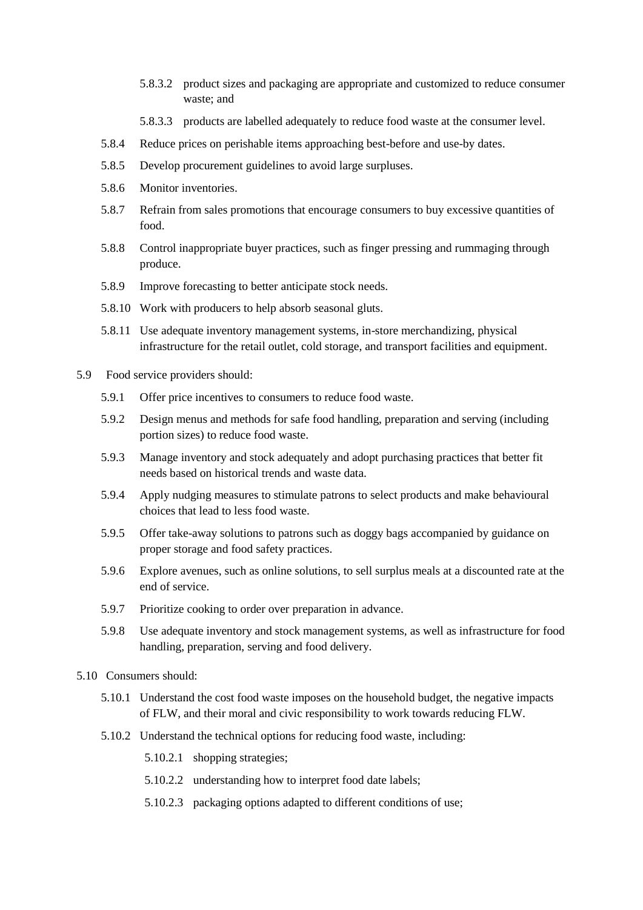5.8.3.2 product sizes and packaging are appropriate and customized to reduce consumer waste; and

5.8.3.3 products are labelled adequately to reduce food waste at the consumer level.

5.8.4 Reduce prices on perishable items approaching best-before and use-by dates.

5.8.5 Develop procurement guidelines to avoid large surpluses.

5.8.6 Monitor inventories.

5.8.7 Refrain from sales promotions that encourage consumers to buy excessive quantities of food.

5.8.8 Control inappropriate buyer practices, such as finger pressing and rummaging through produce.

5.8.9 Improve forecasting to better anticipate stock needs.

5.8.10 Work with producers to help absorb seasonal gluts.

5.8.11 Use adequate inventory management systems, in-store merchandizing, physical infrastructure for the retail outlet, cold storage, and transport facilities and equipment.

5.9 Food service providers should:

5.9.1 Offer price incentives to consumers to reduce food waste.

5.9.2 Design menus and methods for safe food handling, preparation and serving (including portion sizes) to reduce food waste.

5.9.3 Manage inventory and stock adequately and adopt purchasing practices that better fit needs based on historical trends and waste data.

5.9.4 Apply nudging measures to stimulate patrons to select products and make behavioural choices that lead to less food waste.

5.9.5 Offer take-away solutions to patrons such as doggy bags accompanied by guidance on proper storage and food safety practices.

5.9.6 Explore avenues, such as online solutions, to sell surplus meals at a discounted rate at the end of service.

5.9.7 Prioritize cooking to order over preparation in advance.

5.9.8 Use adequate inventory and stock management systems, as well as infrastructure for food handling, preparation, serving and food delivery.

5.10 Consumers should:

5.10.1 Understand the cost food waste imposes on the household budget, the negative impacts of FLW, and their moral and civic responsibility to work towards reducing FLW.

5.10.2 Understand the technical options for reducing food waste, including:

5.10.2.1 shopping strategies;

5.10.2.2 understanding how to interpret food date labels;

5.10.2.3 packaging options adapted to different conditions of use;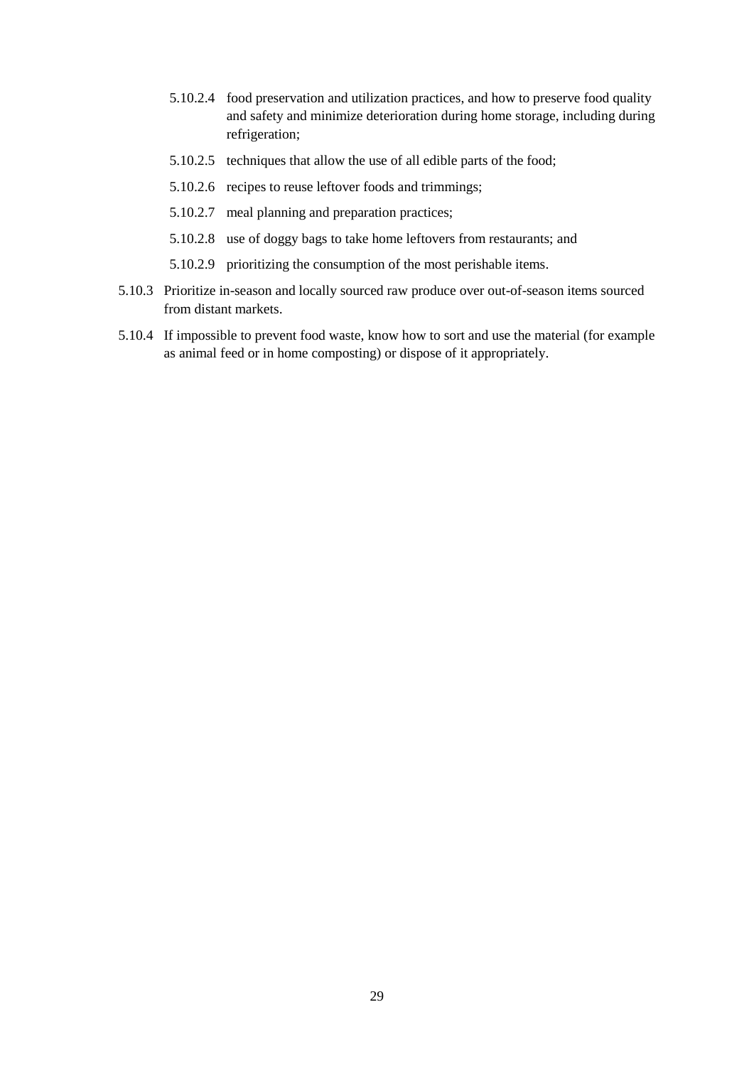- 5.10.2.4 food preservation and utilization practices, and how to preserve food quality and safety and minimize deterioration during home storage, including during refrigeration;
- 5.10.2.5 techniques that allow the use of all edible parts of the food;
- 5.10.2.6 recipes to reuse leftover foods and trimmings;
- 5.10.2.7 meal planning and preparation practices;
- 5.10.2.8 use of doggy bags to take home leftovers from restaurants; and
- 5.10.2.9 prioritizing the consumption of the most perishable items.

5.10.3 Prioritize in-season and locally sourced raw produce over out-of-season items sourced from distant markets.

5.10.4 If impossible to prevent food waste, know how to sort and use the material (for example as animal feed or in home composting) or dispose of it appropriately.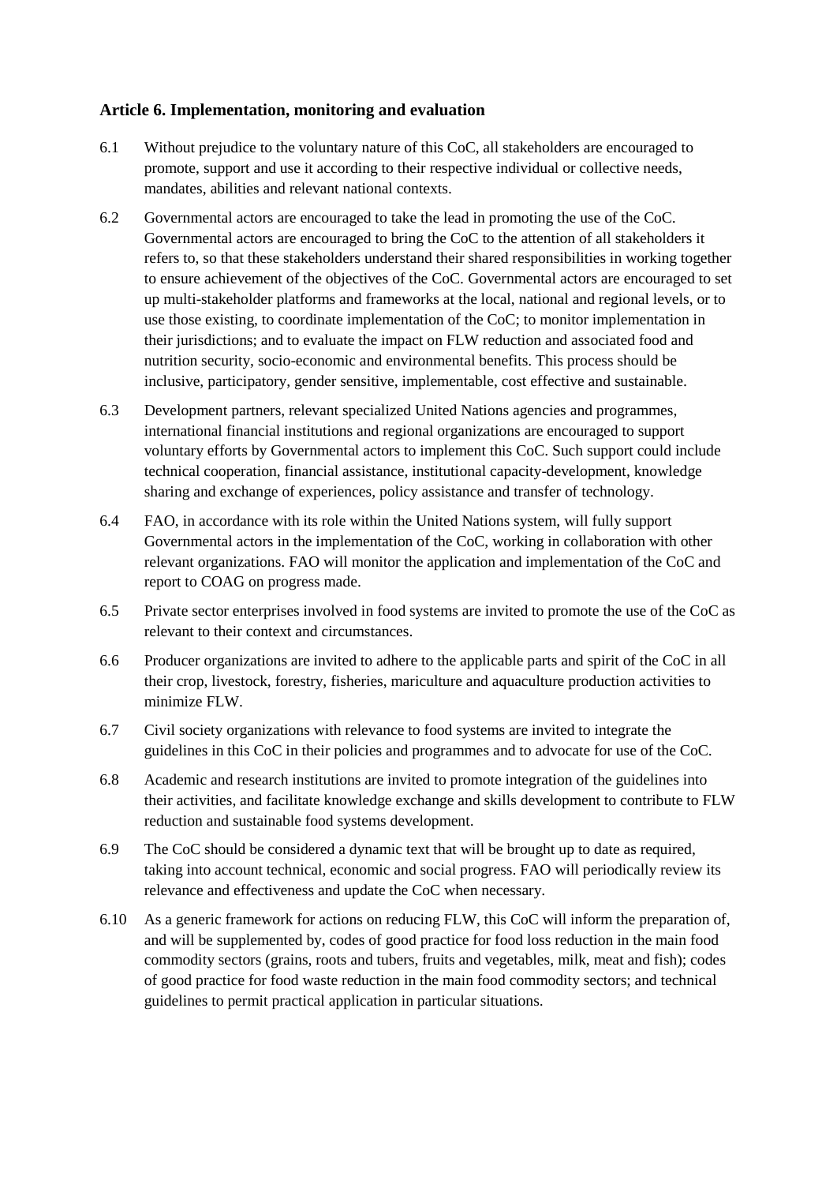### Article 6. Implementation, monitoring and evaluation

6.1 Without prejudice to the voluntary nature of this CoC, all stakeholders are encouraged to promote, support and use it according to their respective individual or collective needs, mandates, abilities and relevant national contexts.

6.2 Governmental actors are encouraged to take the lead in promoting the use of the CoC. Governmental actors are encouraged to bring the CoC to the attention of all stakeholders it refers to, so that these stakeholders understand their shared responsibilities in working together to ensure achievement of the objectives of the CoC. Governmental actors are encouraged to set up multi-stakeholder platforms and frameworks at the local, national and regional levels, or to use those existing, to coordinate implementation of the CoC; to monitor implementation in their jurisdictions; and to evaluate the impact on FLW reduction and associated food and nutrition security, socio-economic and environmental benefits. This process should be inclusive, participatory, gender sensitive, implementable, cost effective and sustainable.

6.3 Development partners, relevant specialized United Nations agencies and programmes, international financial institutions and regional organizations are encouraged to support voluntary efforts by Governmental actors to implement this CoC. Such support could include technical cooperation, financial assistance, institutional capacity-development, knowledge sharing and exchange of experiences, policy assistance and transfer of technology.

6.4 FAO, in accordance with its role within the United Nations system, will fully support Governmental actors in the implementation of the CoC, working in collaboration with other relevant organizations. FAO will monitor the application and implementation of the CoC and report to COAG on progress made.

6.5 Private sector enterprises involved in food systems are invited to promote the use of the CoC as relevant to their context and circumstances.

6.6 Producer organizations are invited to adhere to the applicable parts and spirit of the CoC in all their crop, livestock, forestry, fisheries, mariculture and aquaculture production activities to minimize FLW.

6.7 Civil society organizations with relevance to food systems are invited to integrate the guidelines in this CoC in their policies and programmes and to advocate for use of the CoC.

6.8 Academic and research institutions are invited to promote integration of the guidelines into their activities, and facilitate knowledge exchange and skills development to contribute to FLW reduction and sustainable food systems development.

6.9 The CoC should be considered a dynamic text that will be brought up to date as required, taking into account technical, economic and social progress. FAO will periodically review its relevance and effectiveness and update the CoC when necessary.

6.10 As a generic framework for actions on reducing FLW, this CoC will inform the preparation of, and will be supplemented by, codes of good practice for food loss reduction in the main food commodity sectors (grains, roots and tubers, fruits and vegetables, milk, meat and fish); codes of good practice for food waste reduction in the main food commodity sectors; and technical guidelines to permit practical application in particular situations.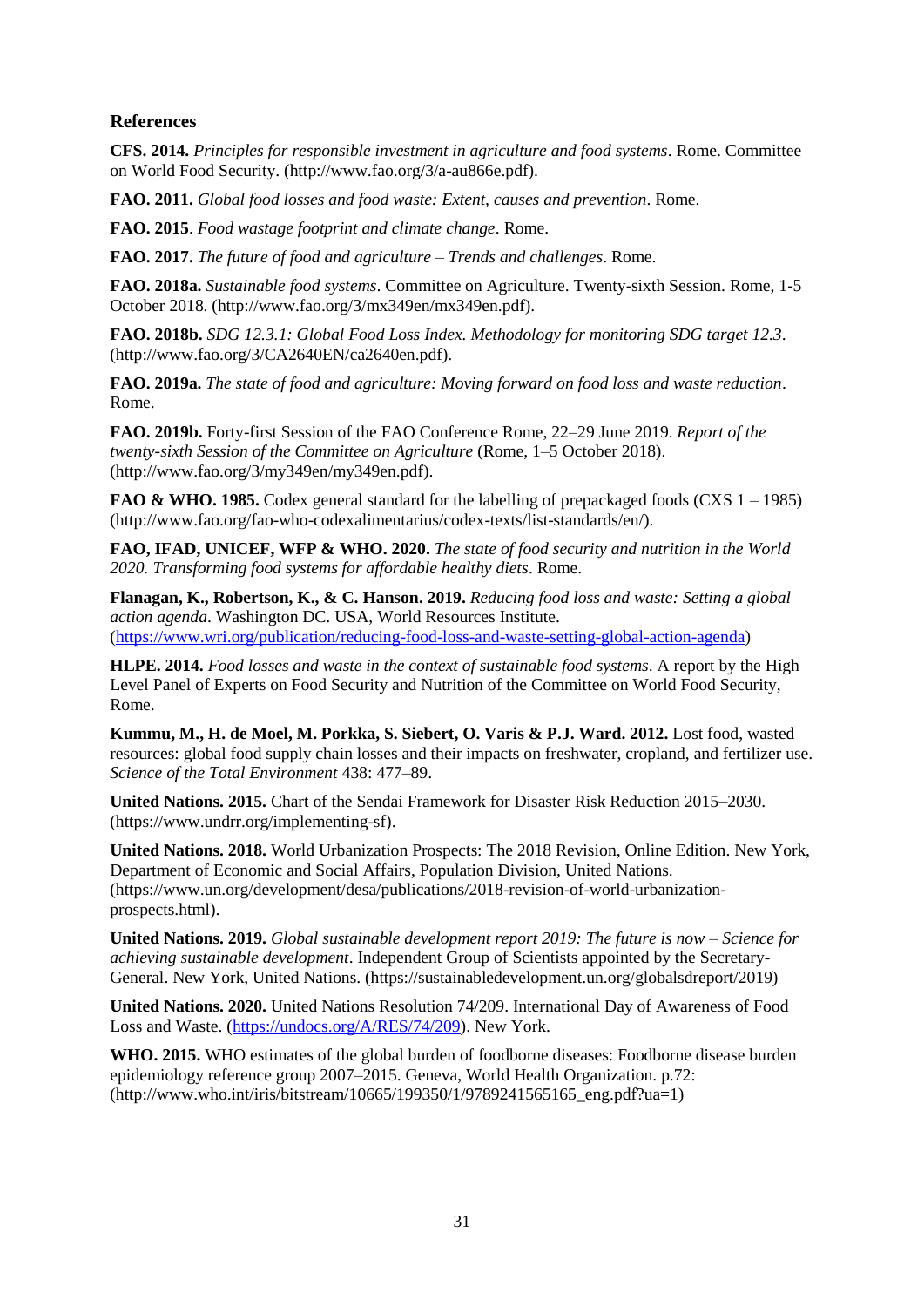## References

**CFS. 2014.** *Principles for responsible investment in agriculture and food systems*. Rome. Committee on World Food Security. (http://www.fao.org/3/a-au866e.pdf).

**FAO. 2011.** *Global food losses and food waste: Extent, causes and prevention*. Rome.

**FAO. 2015**. *Food wastage footprint and climate change*. Rome.

**FAO. 2017.** *The future of food and agriculture – Trends and challenges*. Rome.

**FAO. 2018a.** *Sustainable food systems*. Committee on Agriculture. Twenty-sixth Session. Rome, 1-5 October 2018. (http://www.fao.org/3/mx349en/mx349en.pdf).

**FAO. 2018b.** *SDG 12.3.1: Global Food Loss Index. Methodology for monitoring SDG target 12.3*. (http://www.fao.org/3/CA2640EN/ca2640en.pdf).

**FAO. 2019a.** *The state of food and agriculture: Moving forward on food loss and waste reduction*. Rome.

**FAO. 2019b.** Forty-first Session of the FAO Conference Rome, 22–29 June 2019. *Report of the twenty-sixth Session of the Committee on Agriculture* (Rome, 1–5 October 2018). (http://www.fao.org/3/my349en/my349en.pdf).

**FAO & WHO. 1985.** Codex general standard for the labelling of prepackaged foods (CXS 1 – 1985) (http://www.fao.org/fao-who-codexalimentarius/codex-texts/list-standards/en/).

**FAO, IFAD, UNICEF, WFP & WHO. 2020.** *The state of food security and nutrition in the World 2020. Transforming food systems for affordable healthy diets*. Rome.

**Flanagan, K., Robertson, K., & C. Hanson. 2019.** *Reducing food loss and waste: Setting a global action agenda*. Washington DC. USA, World Resources Institute. (https://www.wri.org/publication/reducing-food-loss-and-waste-setting-global-action-agenda)

**HLPE. 2014.** *Food losses and waste in the context of sustainable food systems*. A report by the High Level Panel of Experts on Food Security and Nutrition of the Committee on World Food Security, Rome.

**Kummu, M., H. de Moel, M. Porkka, S. Siebert, O. Varis & P.J. Ward. 2012.** Lost food, wasted resources: global food supply chain losses and their impacts on freshwater, cropland, and fertilizer use. *Science of the Total Environment* 438: 477–89.

**United Nations. 2015.** Chart of the Sendai Framework for Disaster Risk Reduction 2015–2030. (https://www.undrr.org/implementing-sf).

**United Nations. 2018.** World Urbanization Prospects: The 2018 Revision, Online Edition. New York, Department of Economic and Social Affairs, Population Division, United Nations. (https://www.un.org/development/desa/publications/2018-revision-of-world-urbanization-prospects.html).

**United Nations. 2019.** *Global sustainable development report 2019: The future is now – Science for achieving sustainable development*. Independent Group of Scientists appointed by the Secretary-General. New York, United Nations. (https://sustainabledevelopment.un.org/globalsdreport/2019)

**United Nations. 2020.** United Nations Resolution 74/209. International Day of Awareness of Food Loss and Waste. (https://undocs.org/A/RES/74/209). New York.

**WHO. 2015.** WHO estimates of the global burden of foodborne diseases: Foodborne disease burden epidemiology reference group 2007–2015. Geneva, World Health Organization. p.72: (http://www.who.int/iris/bitstream/10665/199350/1/9789241565165_eng.pdf?ua=1)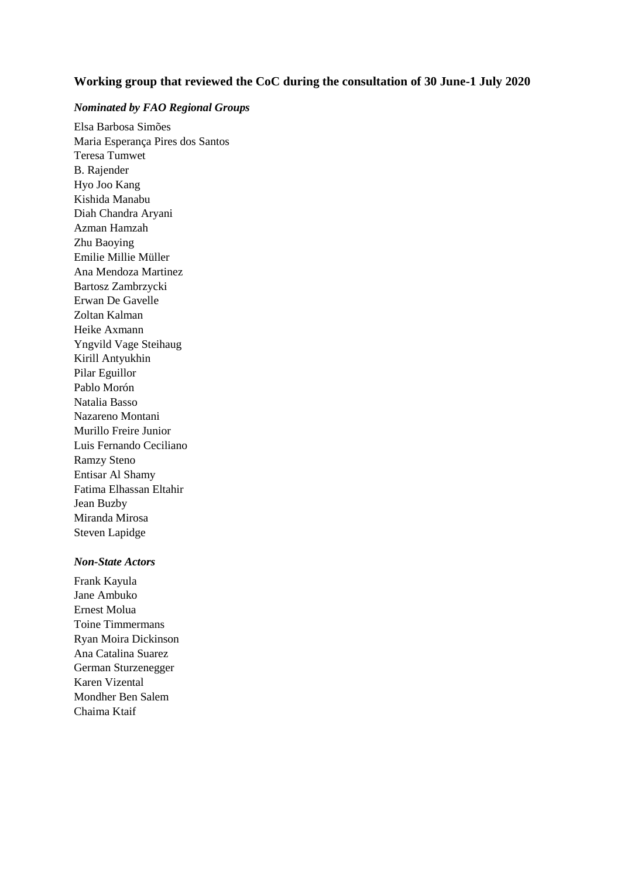### Working group that reviewed the CoC during the consultation of 30 June-1 July 2020

#### *Nominated by FAO Regional Groups*

Elsa Barbosa Simões
Maria Esperança Pires dos Santos
Teresa Tumwet
B. Rajender
Hyo Joo Kang
Kishida Manabu
Diah Chandra Aryani
Azman Hamzah
Zhu Baoying
Emilie Millie Müller
Ana Mendoza Martinez
Bartosz Zambrzycki
Erwan De Gavelle
Zoltan Kalman
Heike Axmann
Yngvild Vage Steihaug
Kirill Antyukhin
Pilar Eguillor
Pablo Morón
Natalia Basso
Nazareno Montani
Murillo Freire Junior
Luis Fernando Ceciliano
Ramzy Steno
Entisar Al Shamy
Fatima Elhassan Eltahir
Jean Buzby
Miranda Mirosa
Steven Lapidge

#### *Non-State Actors*

Frank Kayula
Jane Ambuko
Ernest Molua
Toine Timmermans
Ryan Moira Dickinson
Ana Catalina Suarez
German Sturzenegger
Karen Vizental
Mondher Ben Salem
Chaima Ktaif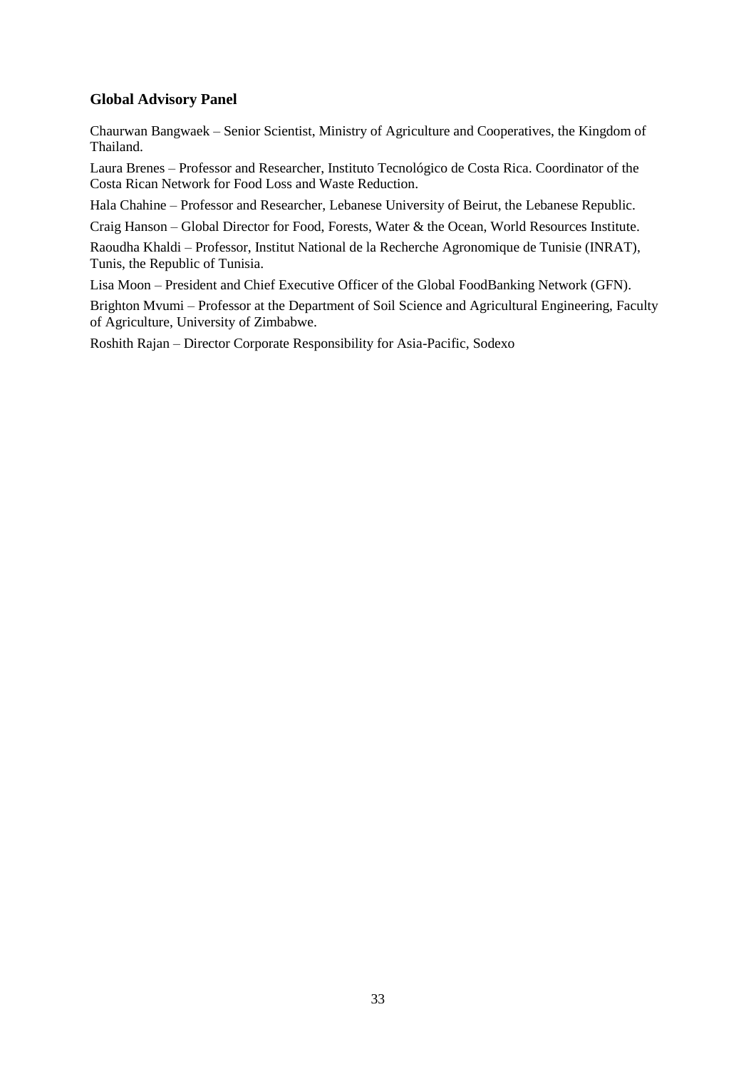### Global Advisory Panel

Chaurwan Bangwaek – Senior Scientist, Ministry of Agriculture and Cooperatives, the Kingdom of Thailand.

Laura Brenes – Professor and Researcher, Instituto Tecnológico de Costa Rica. Coordinator of the Costa Rican Network for Food Loss and Waste Reduction.

Hala Chahine – Professor and Researcher, Lebanese University of Beirut, the Lebanese Republic.

Craig Hanson – Global Director for Food, Forests, Water & the Ocean, World Resources Institute.

Raoudha Khaldi – Professor, Institut National de la Recherche Agronomique de Tunisie (INRAT), Tunis, the Republic of Tunisia.

Lisa Moon – President and Chief Executive Officer of the Global FoodBanking Network (GFN).

Brighton Mvumi – Professor at the Department of Soil Science and Agricultural Engineering, Faculty of Agriculture, University of Zimbabwe.

Roshith Rajan – Director Corporate Responsibility for Asia-Pacific, Sodexo